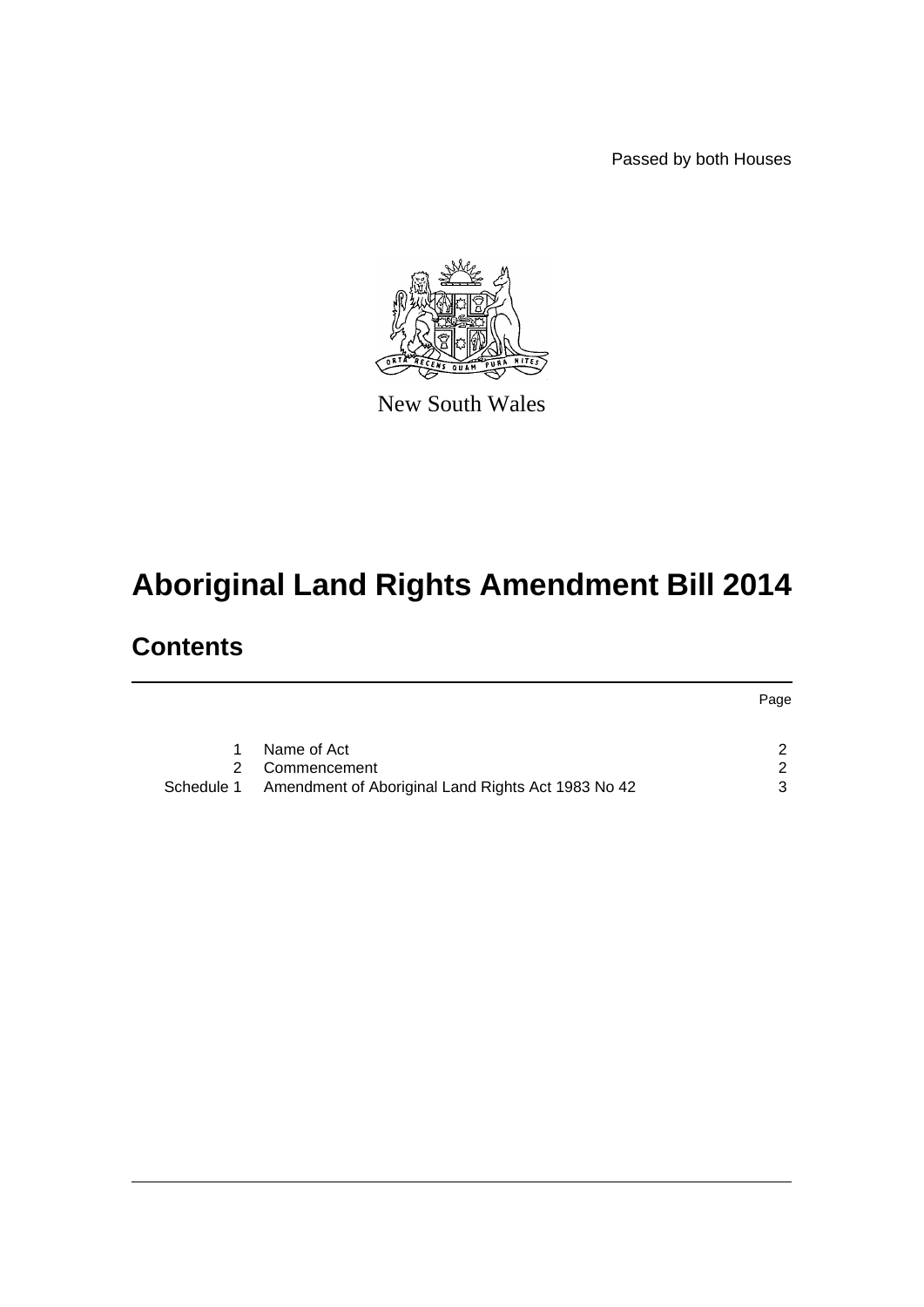Passed by both Houses

New South Wales

# Aboriginal Land Rights Amendment Bill 2014

## Contents

| | | Page |
| --- | --- | --- |
| 1 | Name of Act | 2 |
| 2 | Commencement | 2 |
| Schedule 1 | Amendment of Aboriginal Land Rights Act 1983 No 42 | 3 |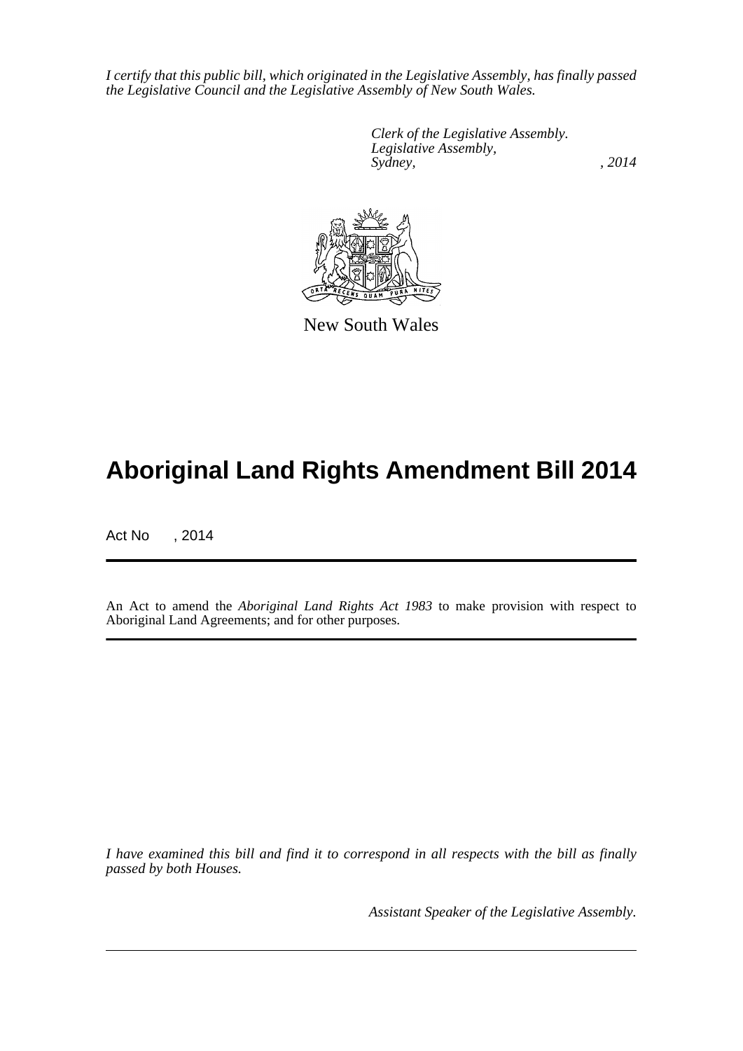*I certify that this public bill, which originated in the Legislative Assembly, has finally passed the Legislative Council and the Legislative Assembly of New South Wales.*

*Clerk of the Legislative Assembly.*
*Legislative Assembly,*
*Sydney, , 2014*

New South Wales

# Aboriginal Land Rights Amendment Bill 2014

Act No , 2014

An Act to amend the *Aboriginal Land Rights Act 1983* to make provision with respect to Aboriginal Land Agreements; and for other purposes.

*I have examined this bill and find it to correspond in all respects with the bill as finally passed by both Houses.*

*Assistant Speaker of the Legislative Assembly.*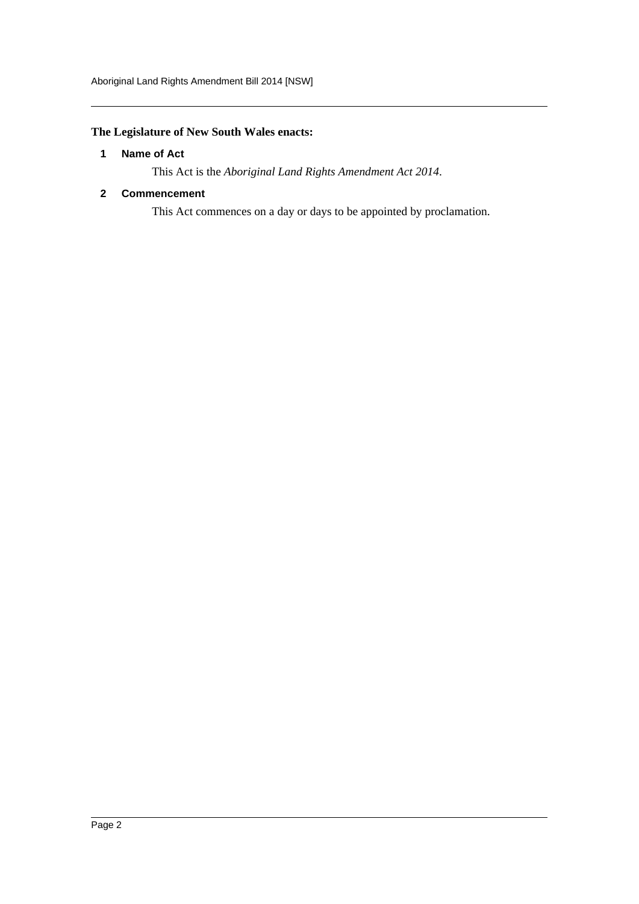**The Legislature of New South Wales enacts:**

## 1 Name of Act

This Act is the *Aboriginal Land Rights Amendment Act 2014*.

## 2 Commencement

This Act commences on a day or days to be appointed by proclamation.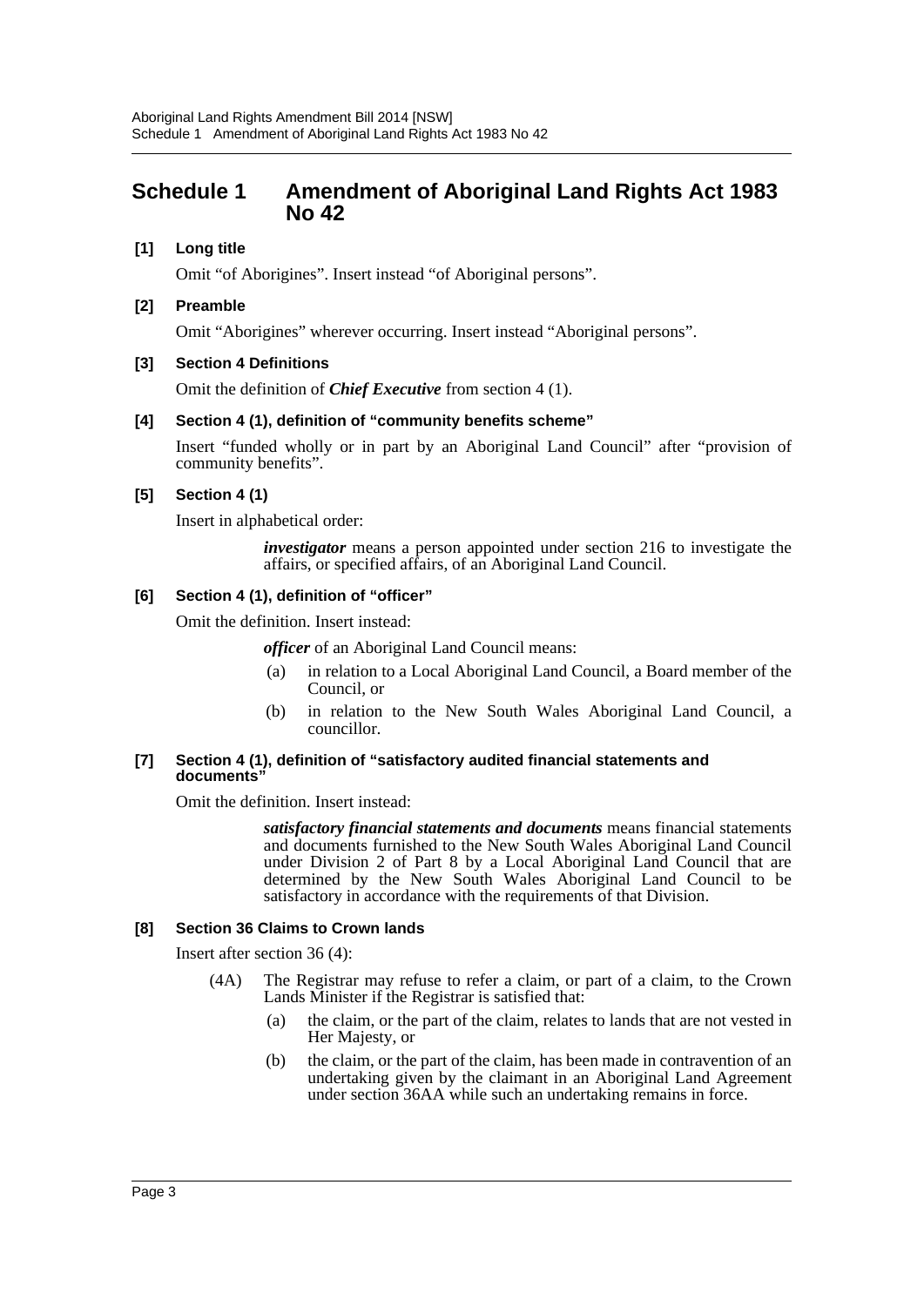# Schedule 1 Amendment of Aboriginal Land Rights Act 1983 No 42

### [1] Long title

Omit "of Aborigines". Insert instead "of Aboriginal persons".

### [2] Preamble

Omit "Aborigines" wherever occurring. Insert instead "Aboriginal persons".

### [3] Section 4 Definitions

Omit the definition of ***Chief Executive*** from section 4 (1).

### [4] Section 4 (1), definition of "community benefits scheme"

Insert "funded wholly or in part by an Aboriginal Land Council" after "provision of community benefits".

### [5] Section 4 (1)

Insert in alphabetical order:

> ***investigator*** means a person appointed under section 216 to investigate the affairs, or specified affairs, of an Aboriginal Land Council.

### [6] Section 4 (1), definition of "officer"

Omit the definition. Insert instead:

> ***officer*** of an Aboriginal Land Council means:
>
> (a) in relation to a Local Aboriginal Land Council, a Board member of the Council, or
>
> (b) in relation to the New South Wales Aboriginal Land Council, a councillor.

### [7] Section 4 (1), definition of "satisfactory audited financial statements and documents"

Omit the definition. Insert instead:

> ***satisfactory financial statements and documents*** means financial statements and documents furnished to the New South Wales Aboriginal Land Council under Division 2 of Part 8 by a Local Aboriginal Land Council that are determined by the New South Wales Aboriginal Land Council to be satisfactory in accordance with the requirements of that Division.

### [8] Section 36 Claims to Crown lands

Insert after section 36 (4):

> (4A) The Registrar may refuse to refer a claim, or part of a claim, to the Crown Lands Minister if the Registrar is satisfied that:
>
> (a) the claim, or the part of the claim, relates to lands that are not vested in Her Majesty, or
>
> (b) the claim, or the part of the claim, has been made in contravention of an undertaking given by the claimant in an Aboriginal Land Agreement under section 36AA while such an undertaking remains in force.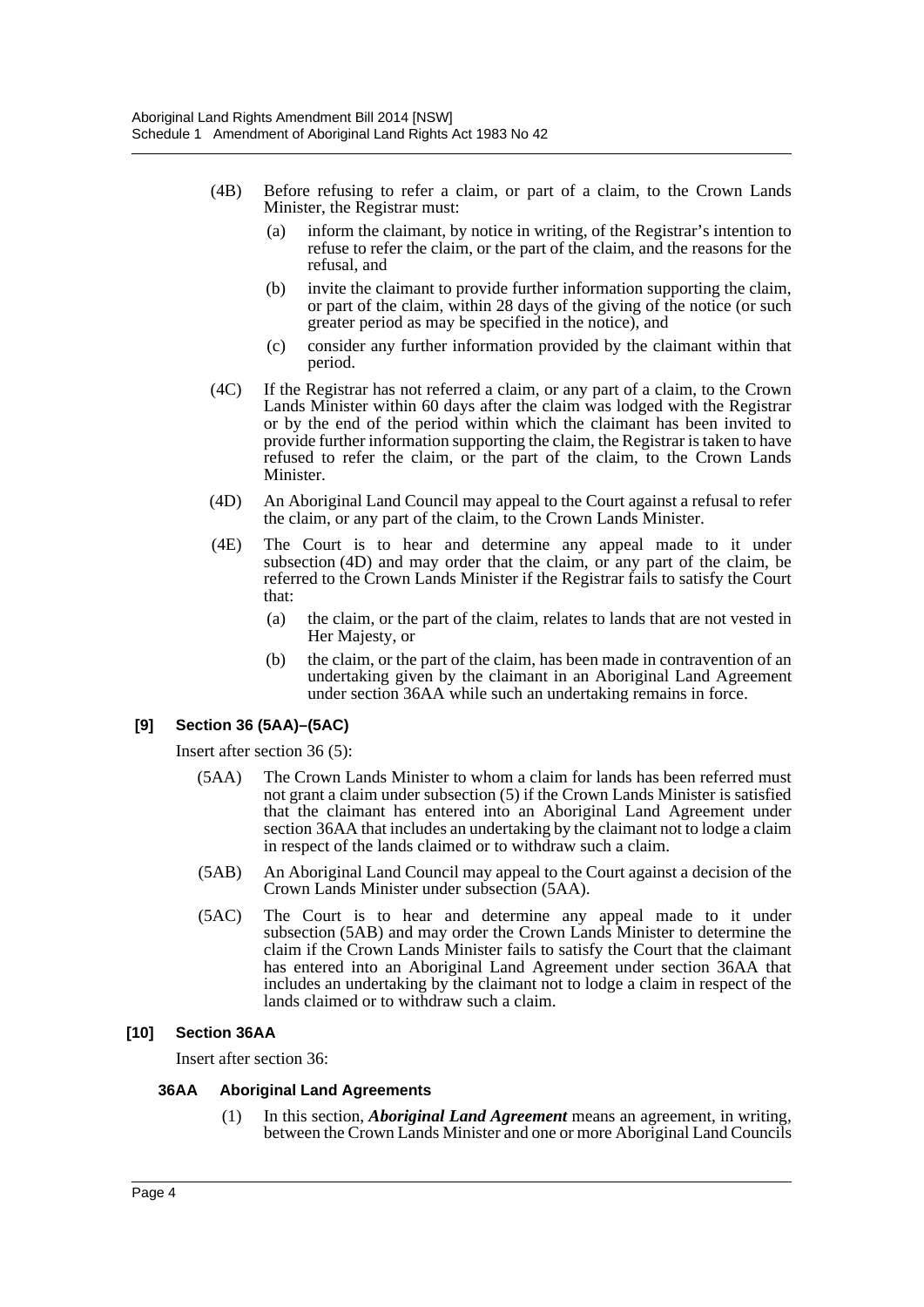(4B) Before refusing to refer a claim, or part of a claim, to the Crown Lands Minister, the Registrar must:

(a) inform the claimant, by notice in writing, of the Registrar's intention to refuse to refer the claim, or the part of the claim, and the reasons for the refusal, and

(b) invite the claimant to provide further information supporting the claim, or part of the claim, within 28 days of the giving of the notice (or such greater period as may be specified in the notice), and

(c) consider any further information provided by the claimant within that period.

(4C) If the Registrar has not referred a claim, or any part of a claim, to the Crown Lands Minister within 60 days after the claim was lodged with the Registrar or by the end of the period within which the claimant has been invited to provide further information supporting the claim, the Registrar is taken to have refused to refer the claim, or the part of the claim, to the Crown Lands Minister.

(4D) An Aboriginal Land Council may appeal to the Court against a refusal to refer the claim, or any part of the claim, to the Crown Lands Minister.

(4E) The Court is to hear and determine any appeal made to it under subsection (4D) and may order that the claim, or any part of the claim, be referred to the Crown Lands Minister if the Registrar fails to satisfy the Court that:

(a) the claim, or the part of the claim, relates to lands that are not vested in Her Majesty, or

(b) the claim, or the part of the claim, has been made in contravention of an undertaking given by the claimant in an Aboriginal Land Agreement under section 36AA while such an undertaking remains in force.

**[9] Section 36 (5AA)–(5AC)**

Insert after section 36 (5):

(5AA) The Crown Lands Minister to whom a claim for lands has been referred must not grant a claim under subsection (5) if the Crown Lands Minister is satisfied that the claimant has entered into an Aboriginal Land Agreement under section 36AA that includes an undertaking by the claimant not to lodge a claim in respect of the lands claimed or to withdraw such a claim.

(5AB) An Aboriginal Land Council may appeal to the Court against a decision of the Crown Lands Minister under subsection (5AA).

(5AC) The Court is to hear and determine any appeal made to it under subsection (5AB) and may order the Crown Lands Minister to determine the claim if the Crown Lands Minister fails to satisfy the Court that the claimant has entered into an Aboriginal Land Agreement under section 36AA that includes an undertaking by the claimant not to lodge a claim in respect of the lands claimed or to withdraw such a claim.

**[10] Section 36AA**

Insert after section 36:

**36AA Aboriginal Land Agreements**

(1) In this section, ***Aboriginal Land Agreement*** means an agreement, in writing, between the Crown Lands Minister and one or more Aboriginal Land Councils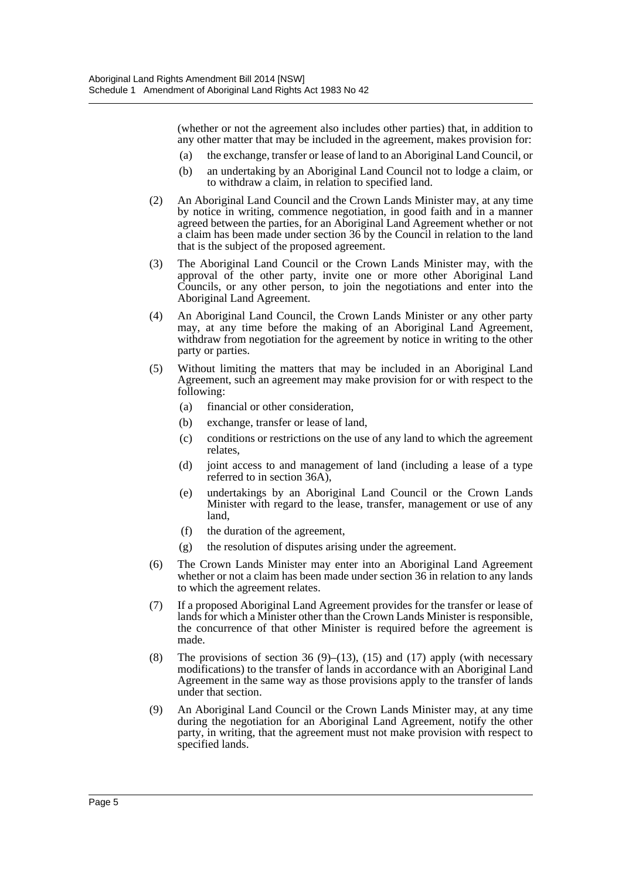(whether or not the agreement also includes other parties) that, in addition to any other matter that may be included in the agreement, makes provision for:

(a) the exchange, transfer or lease of land to an Aboriginal Land Council, or

(b) an undertaking by an Aboriginal Land Council not to lodge a claim, or to withdraw a claim, in relation to specified land.

(2) An Aboriginal Land Council and the Crown Lands Minister may, at any time by notice in writing, commence negotiation, in good faith and in a manner agreed between the parties, for an Aboriginal Land Agreement whether or not a claim has been made under section 36 by the Council in relation to the land that is the subject of the proposed agreement.

(3) The Aboriginal Land Council or the Crown Lands Minister may, with the approval of the other party, invite one or more other Aboriginal Land Councils, or any other person, to join the negotiations and enter into the Aboriginal Land Agreement.

(4) An Aboriginal Land Council, the Crown Lands Minister or any other party may, at any time before the making of an Aboriginal Land Agreement, withdraw from negotiation for the agreement by notice in writing to the other party or parties.

(5) Without limiting the matters that may be included in an Aboriginal Land Agreement, such an agreement may make provision for or with respect to the following:

(a) financial or other consideration,

(b) exchange, transfer or lease of land,

(c) conditions or restrictions on the use of any land to which the agreement relates,

(d) joint access to and management of land (including a lease of a type referred to in section 36A),

(e) undertakings by an Aboriginal Land Council or the Crown Lands Minister with regard to the lease, transfer, management or use of any land,

(f) the duration of the agreement,

(g) the resolution of disputes arising under the agreement.

(6) The Crown Lands Minister may enter into an Aboriginal Land Agreement whether or not a claim has been made under section 36 in relation to any lands to which the agreement relates.

(7) If a proposed Aboriginal Land Agreement provides for the transfer or lease of lands for which a Minister other than the Crown Lands Minister is responsible, the concurrence of that other Minister is required before the agreement is made.

(8) The provisions of section 36 (9)–(13), (15) and (17) apply (with necessary modifications) to the transfer of lands in accordance with an Aboriginal Land Agreement in the same way as those provisions apply to the transfer of lands under that section.

(9) An Aboriginal Land Council or the Crown Lands Minister may, at any time during the negotiation for an Aboriginal Land Agreement, notify the other party, in writing, that the agreement must not make provision with respect to specified lands.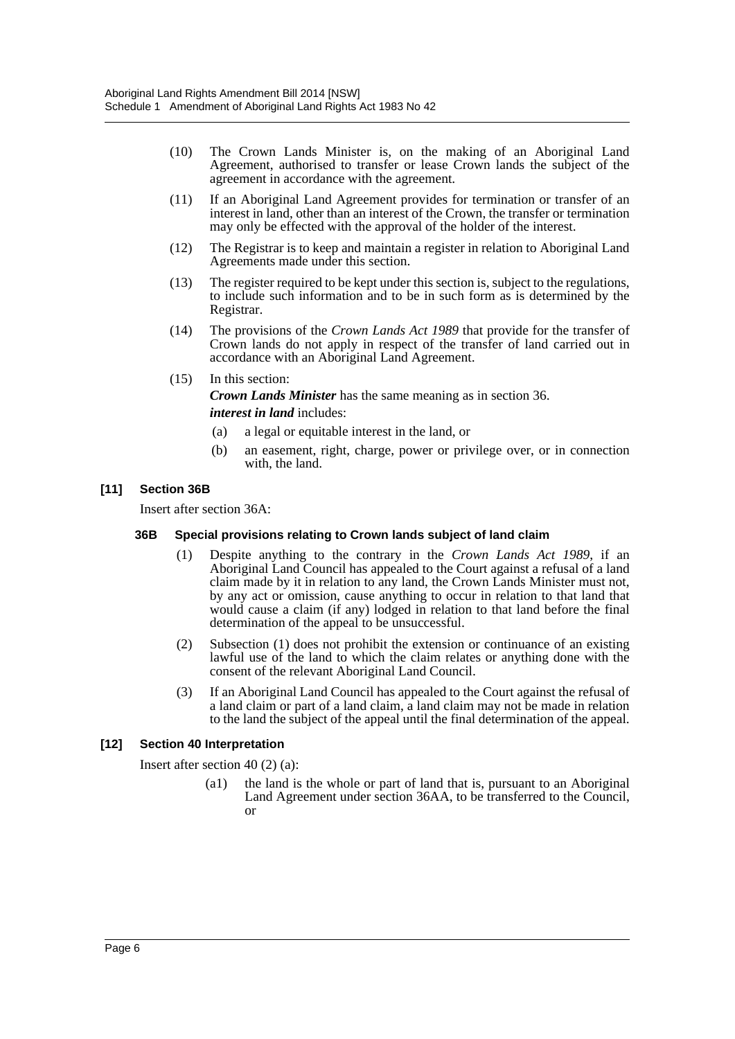(10) The Crown Lands Minister is, on the making of an Aboriginal Land Agreement, authorised to transfer or lease Crown lands the subject of the agreement in accordance with the agreement.

(11) If an Aboriginal Land Agreement provides for termination or transfer of an interest in land, other than an interest of the Crown, the transfer or termination may only be effected with the approval of the holder of the interest.

(12) The Registrar is to keep and maintain a register in relation to Aboriginal Land Agreements made under this section.

(13) The register required to be kept under this section is, subject to the regulations, to include such information and to be in such form as is determined by the Registrar.

(14) The provisions of the *Crown Lands Act 1989* that provide for the transfer of Crown lands do not apply in respect of the transfer of land carried out in accordance with an Aboriginal Land Agreement.

(15) In this section:

***Crown Lands Minister*** has the same meaning as in section 36.

***interest in land*** includes:

(a) a legal or equitable interest in the land, or

(b) an easement, right, charge, power or privilege over, or in connection with, the land.

### [11] Section 36B

Insert after section 36A:

#### 36B Special provisions relating to Crown lands subject of land claim

(1) Despite anything to the contrary in the *Crown Lands Act 1989*, if an Aboriginal Land Council has appealed to the Court against a refusal of a land claim made by it in relation to any land, the Crown Lands Minister must not, by any act or omission, cause anything to occur in relation to that land that would cause a claim (if any) lodged in relation to that land before the final determination of the appeal to be unsuccessful.

(2) Subsection (1) does not prohibit the extension or continuance of an existing lawful use of the land to which the claim relates or anything done with the consent of the relevant Aboriginal Land Council.

(3) If an Aboriginal Land Council has appealed to the Court against the refusal of a land claim or part of a land claim, a land claim may not be made in relation to the land the subject of the appeal until the final determination of the appeal.

### [12] Section 40 Interpretation

Insert after section 40 (2) (a):

(a1) the land is the whole or part of land that is, pursuant to an Aboriginal Land Agreement under section 36AA, to be transferred to the Council, or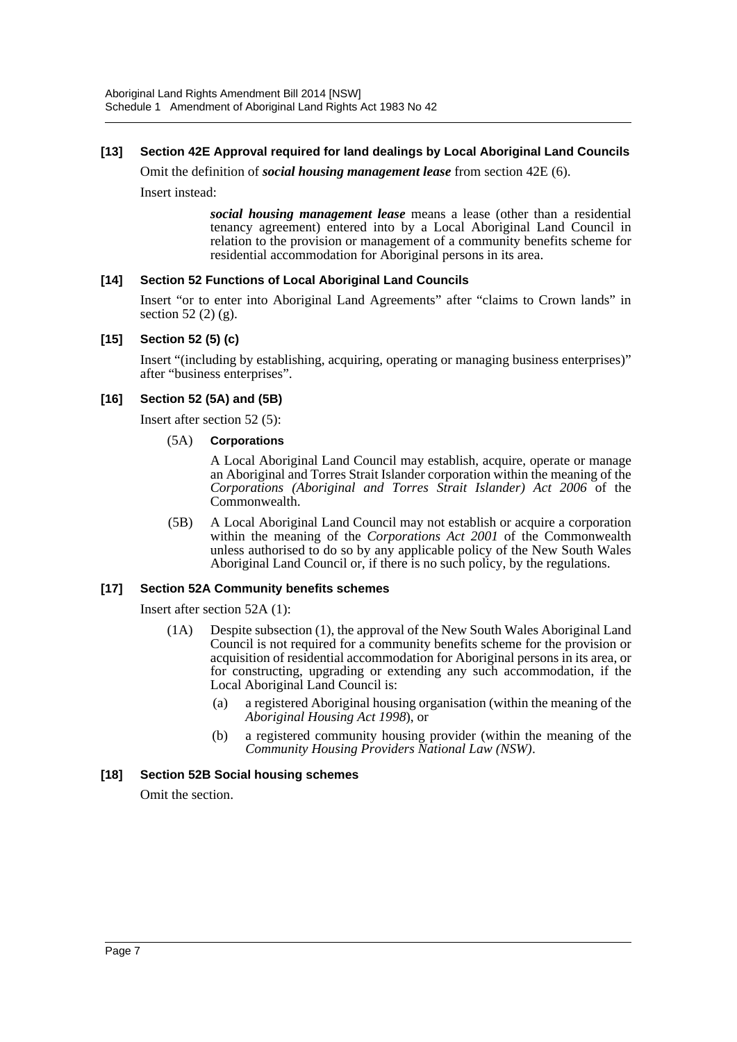#### [13] Section 42E Approval required for land dealings by Local Aboriginal Land Councils

Omit the definition of ***social housing management lease*** from section 42E (6).

Insert instead:

> ***social housing management lease*** means a lease (other than a residential tenancy agreement) entered into by a Local Aboriginal Land Council in relation to the provision or management of a community benefits scheme for residential accommodation for Aboriginal persons in its area.

#### [14] Section 52 Functions of Local Aboriginal Land Councils

Insert "or to enter into Aboriginal Land Agreements" after "claims to Crown lands" in section 52 (2) (g).

#### [15] Section 52 (5) (c)

Insert "(including by establishing, acquiring, operating or managing business enterprises)" after "business enterprises".

#### [16] Section 52 (5A) and (5B)

Insert after section 52 (5):

> (5A) **Corporations**
>
> A Local Aboriginal Land Council may establish, acquire, operate or manage an Aboriginal and Torres Strait Islander corporation within the meaning of the *Corporations (Aboriginal and Torres Strait Islander) Act 2006* of the Commonwealth.
>
> (5B) A Local Aboriginal Land Council may not establish or acquire a corporation within the meaning of the *Corporations Act 2001* of the Commonwealth unless authorised to do so by any applicable policy of the New South Wales Aboriginal Land Council or, if there is no such policy, by the regulations.

#### [17] Section 52A Community benefits schemes

Insert after section 52A (1):

> (1A) Despite subsection (1), the approval of the New South Wales Aboriginal Land Council is not required for a community benefits scheme for the provision or acquisition of residential accommodation for Aboriginal persons in its area, or for constructing, upgrading or extending any such accommodation, if the Local Aboriginal Land Council is:
>
> (a) a registered Aboriginal housing organisation (within the meaning of the *Aboriginal Housing Act 1998*), or
>
> (b) a registered community housing provider (within the meaning of the *Community Housing Providers National Law (NSW)*.

#### [18] Section 52B Social housing schemes

Omit the section.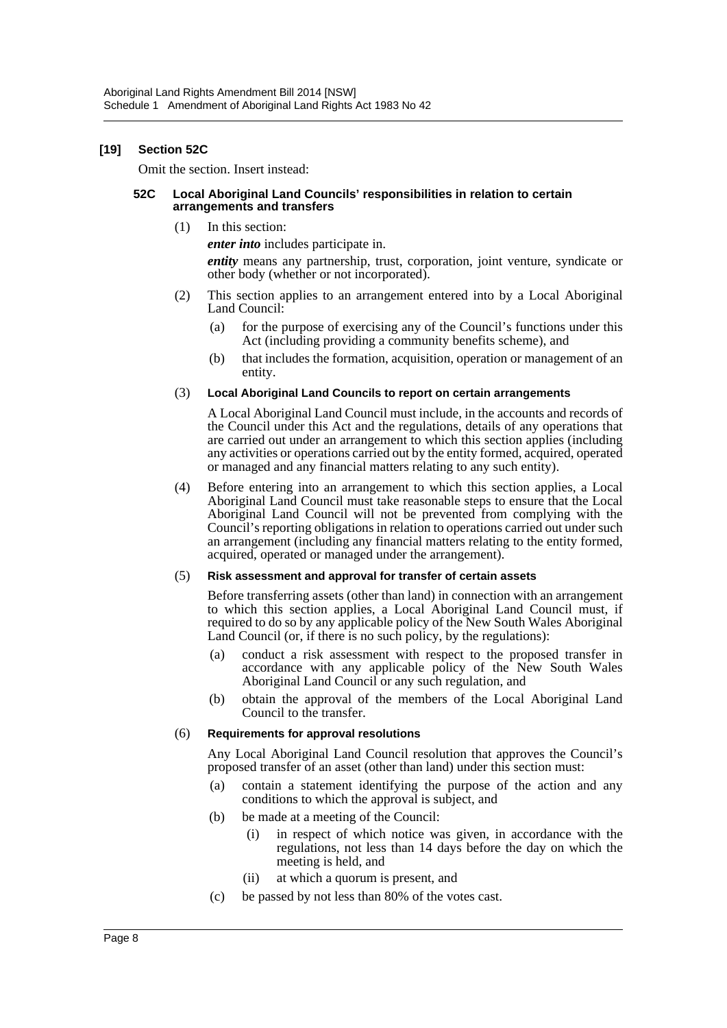### [19] Section 52C

Omit the section. Insert instead:

#### 52C Local Aboriginal Land Councils' responsibilities in relation to certain arrangements and transfers

(1) In this section:

***enter into*** includes participate in.

***entity*** means any partnership, trust, corporation, joint venture, syndicate or other body (whether or not incorporated).

(2) This section applies to an arrangement entered into by a Local Aboriginal Land Council:

- (a) for the purpose of exercising any of the Council's functions under this Act (including providing a community benefits scheme), and
- (b) that includes the formation, acquisition, operation or management of an entity.

(3) **Local Aboriginal Land Councils to report on certain arrangements**

A Local Aboriginal Land Council must include, in the accounts and records of the Council under this Act and the regulations, details of any operations that are carried out under an arrangement to which this section applies (including any activities or operations carried out by the entity formed, acquired, operated or managed and any financial matters relating to any such entity).

(4) Before entering into an arrangement to which this section applies, a Local Aboriginal Land Council must take reasonable steps to ensure that the Local Aboriginal Land Council will not be prevented from complying with the Council's reporting obligations in relation to operations carried out under such an arrangement (including any financial matters relating to the entity formed, acquired, operated or managed under the arrangement).

(5) **Risk assessment and approval for transfer of certain assets**

Before transferring assets (other than land) in connection with an arrangement to which this section applies, a Local Aboriginal Land Council must, if required to do so by any applicable policy of the New South Wales Aboriginal Land Council (or, if there is no such policy, by the regulations):

- (a) conduct a risk assessment with respect to the proposed transfer in accordance with any applicable policy of the New South Wales Aboriginal Land Council or any such regulation, and
- (b) obtain the approval of the members of the Local Aboriginal Land Council to the transfer.

(6) **Requirements for approval resolutions**

Any Local Aboriginal Land Council resolution that approves the Council's proposed transfer of an asset (other than land) under this section must:

- (a) contain a statement identifying the purpose of the action and any conditions to which the approval is subject, and
- (b) be made at a meeting of the Council:
  - (i) in respect of which notice was given, in accordance with the regulations, not less than 14 days before the day on which the meeting is held, and
  - (ii) at which a quorum is present, and
- (c) be passed by not less than 80% of the votes cast.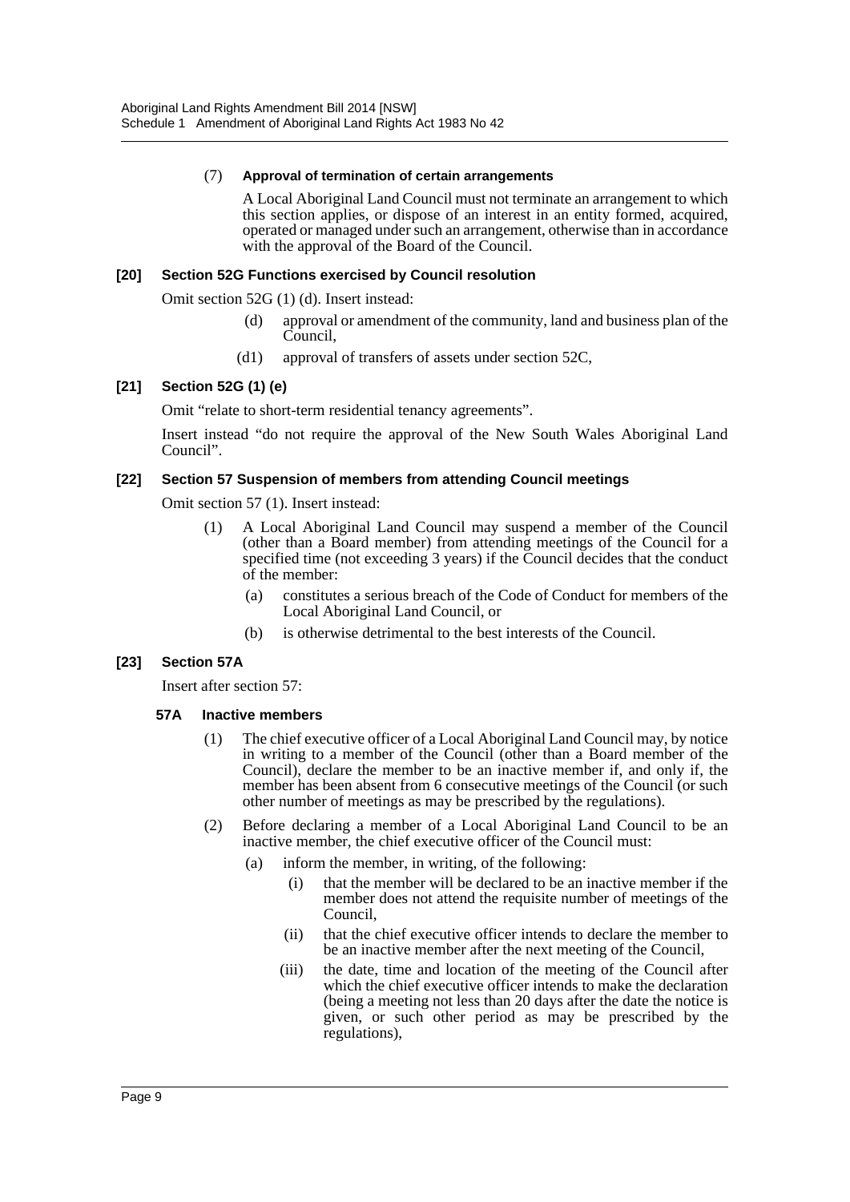(7) **Approval of termination of certain arrangements**

A Local Aboriginal Land Council must not terminate an arrangement to which this section applies, or dispose of an interest in an entity formed, acquired, operated or managed under such an arrangement, otherwise than in accordance with the approval of the Board of the Council.

**[20] Section 52G Functions exercised by Council resolution**

Omit section 52G (1) (d). Insert instead:

(d) approval or amendment of the community, land and business plan of the Council,

(d1) approval of transfers of assets under section 52C,

**[21] Section 52G (1) (e)**

Omit "relate to short-term residential tenancy agreements".

Insert instead "do not require the approval of the New South Wales Aboriginal Land Council".

**[22] Section 57 Suspension of members from attending Council meetings**

Omit section 57 (1). Insert instead:

(1) A Local Aboriginal Land Council may suspend a member of the Council (other than a Board member) from attending meetings of the Council for a specified time (not exceeding 3 years) if the Council decides that the conduct of the member:

(a) constitutes a serious breach of the Code of Conduct for members of the Local Aboriginal Land Council, or

(b) is otherwise detrimental to the best interests of the Council.

**[23] Section 57A**

Insert after section 57:

**57A Inactive members**

(1) The chief executive officer of a Local Aboriginal Land Council may, by notice in writing to a member of the Council (other than a Board member of the Council), declare the member to be an inactive member if, and only if, the member has been absent from 6 consecutive meetings of the Council (or such other number of meetings as may be prescribed by the regulations).

(2) Before declaring a member of a Local Aboriginal Land Council to be an inactive member, the chief executive officer of the Council must:

(a) inform the member, in writing, of the following:

(i) that the member will be declared to be an inactive member if the member does not attend the requisite number of meetings of the Council,

(ii) that the chief executive officer intends to declare the member to be an inactive member after the next meeting of the Council,

(iii) the date, time and location of the meeting of the Council after which the chief executive officer intends to make the declaration (being a meeting not less than 20 days after the date the notice is given, or such other period as may be prescribed by the regulations),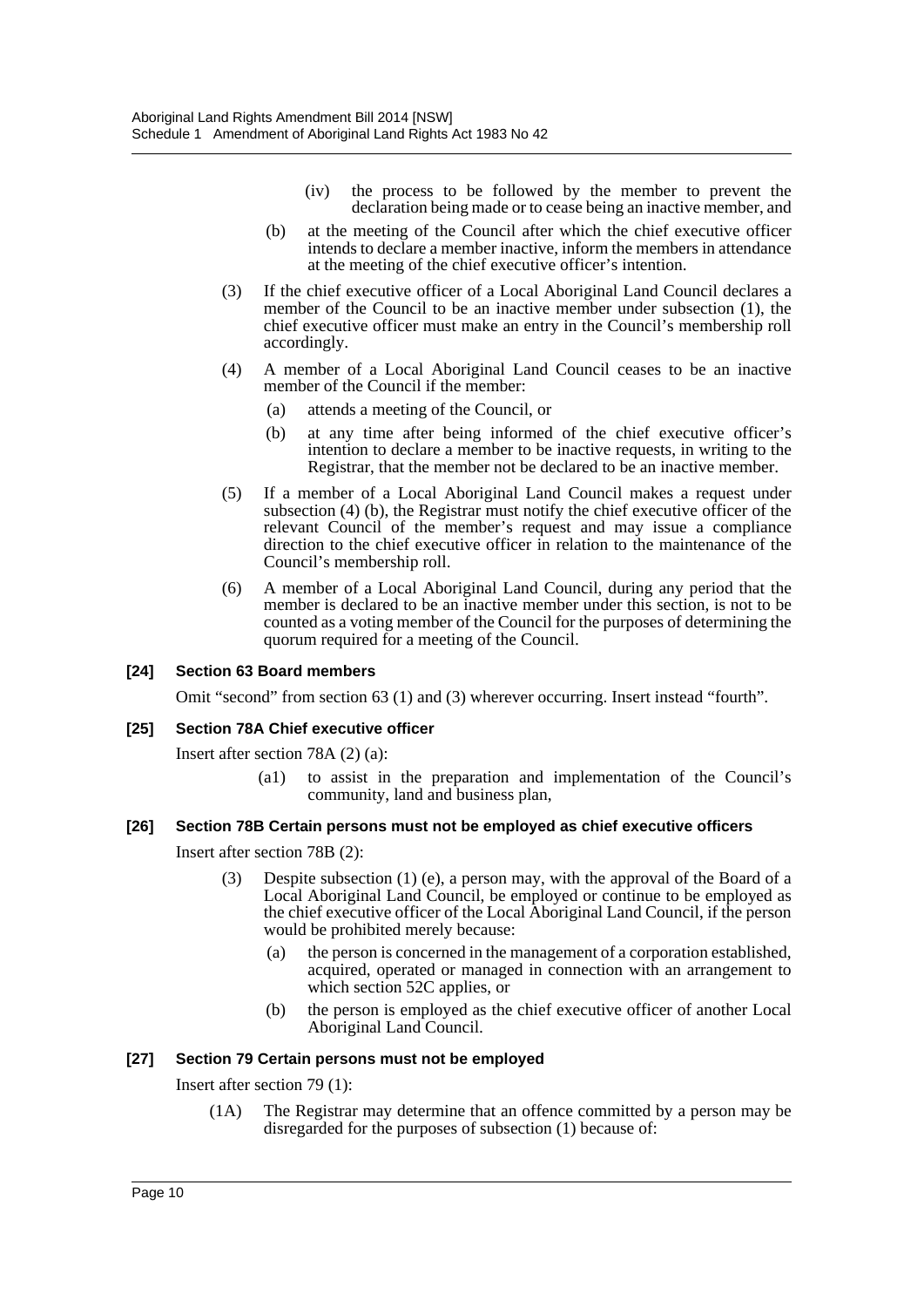(iv) the process to be followed by the member to prevent the declaration being made or to cease being an inactive member, and

(b) at the meeting of the Council after which the chief executive officer intends to declare a member inactive, inform the members in attendance at the meeting of the chief executive officer's intention.

(3) If the chief executive officer of a Local Aboriginal Land Council declares a member of the Council to be an inactive member under subsection (1), the chief executive officer must make an entry in the Council's membership roll accordingly.

(4) A member of a Local Aboriginal Land Council ceases to be an inactive member of the Council if the member:

(a) attends a meeting of the Council, or

(b) at any time after being informed of the chief executive officer's intention to declare a member to be inactive requests, in writing to the Registrar, that the member not be declared to be an inactive member.

(5) If a member of a Local Aboriginal Land Council makes a request under subsection (4) (b), the Registrar must notify the chief executive officer of the relevant Council of the member's request and may issue a compliance direction to the chief executive officer in relation to the maintenance of the Council's membership roll.

(6) A member of a Local Aboriginal Land Council, during any period that the member is declared to be an inactive member under this section, is not to be counted as a voting member of the Council for the purposes of determining the quorum required for a meeting of the Council.

**[24] Section 63 Board members**

Omit "second" from section 63 (1) and (3) wherever occurring. Insert instead "fourth".

**[25] Section 78A Chief executive officer**

Insert after section 78A (2) (a):

(a1) to assist in the preparation and implementation of the Council's community, land and business plan,

**[26] Section 78B Certain persons must not be employed as chief executive officers**

Insert after section 78B (2):

(3) Despite subsection (1) (e), a person may, with the approval of the Board of a Local Aboriginal Land Council, be employed or continue to be employed as the chief executive officer of the Local Aboriginal Land Council, if the person would be prohibited merely because:

(a) the person is concerned in the management of a corporation established, acquired, operated or managed in connection with an arrangement to which section 52C applies, or

(b) the person is employed as the chief executive officer of another Local Aboriginal Land Council.

**[27] Section 79 Certain persons must not be employed**

Insert after section 79 (1):

(1A) The Registrar may determine that an offence committed by a person may be disregarded for the purposes of subsection (1) because of: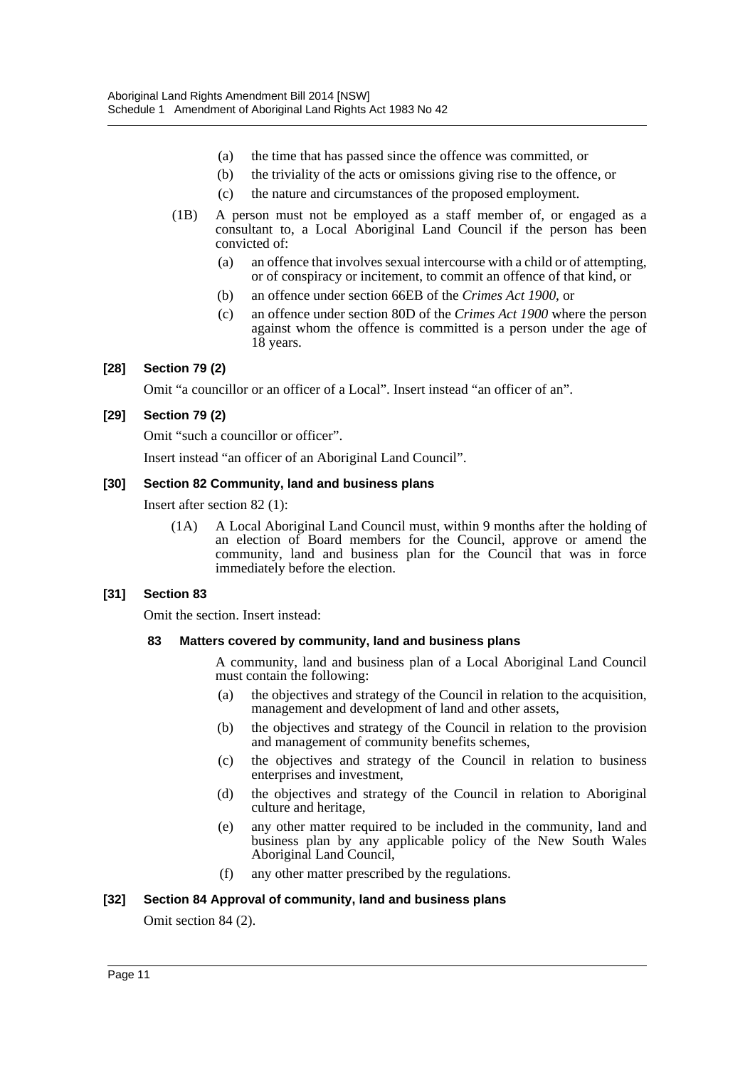(a) the time that has passed since the offence was committed, or

(b) the triviality of the acts or omissions giving rise to the offence, or

(c) the nature and circumstances of the proposed employment.

(1B) A person must not be employed as a staff member of, or engaged as a consultant to, a Local Aboriginal Land Council if the person has been convicted of:

(a) an offence that involves sexual intercourse with a child or of attempting, or of conspiracy or incitement, to commit an offence of that kind, or

(b) an offence under section 66EB of the *Crimes Act 1900*, or

(c) an offence under section 80D of the *Crimes Act 1900* where the person against whom the offence is committed is a person under the age of 18 years.

**[28] Section 79 (2)**

Omit "a councillor or an officer of a Local". Insert instead "an officer of an".

**[29] Section 79 (2)**

Omit "such a councillor or officer".

Insert instead "an officer of an Aboriginal Land Council".

**[30] Section 82 Community, land and business plans**

Insert after section 82 (1):

(1A) A Local Aboriginal Land Council must, within 9 months after the holding of an election of Board members for the Council, approve or amend the community, land and business plan for the Council that was in force immediately before the election.

**[31] Section 83**

Omit the section. Insert instead:

**83 Matters covered by community, land and business plans**

A community, land and business plan of a Local Aboriginal Land Council must contain the following:

(a) the objectives and strategy of the Council in relation to the acquisition, management and development of land and other assets,

(b) the objectives and strategy of the Council in relation to the provision and management of community benefits schemes,

(c) the objectives and strategy of the Council in relation to business enterprises and investment,

(d) the objectives and strategy of the Council in relation to Aboriginal culture and heritage,

(e) any other matter required to be included in the community, land and business plan by any applicable policy of the New South Wales Aboriginal Land Council,

(f) any other matter prescribed by the regulations.

**[32] Section 84 Approval of community, land and business plans**

Omit section 84 (2).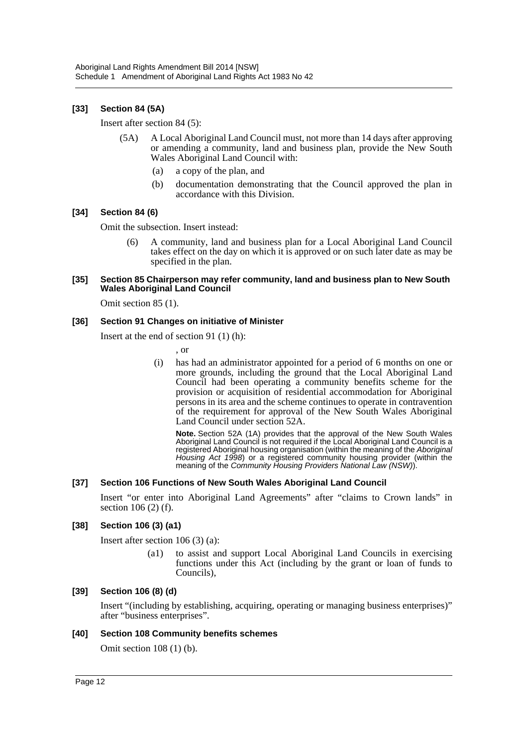#### [33] Section 84 (5A)

Insert after section 84 (5):

(5A) A Local Aboriginal Land Council must, not more than 14 days after approving or amending a community, land and business plan, provide the New South Wales Aboriginal Land Council with:

(a) a copy of the plan, and

(b) documentation demonstrating that the Council approved the plan in accordance with this Division.

#### [34] Section 84 (6)

Omit the subsection. Insert instead:

(6) A community, land and business plan for a Local Aboriginal Land Council takes effect on the day on which it is approved or on such later date as may be specified in the plan.

#### [35] Section 85 Chairperson may refer community, land and business plan to New South Wales Aboriginal Land Council

Omit section 85 (1).

#### [36] Section 91 Changes on initiative of Minister

Insert at the end of section 91 (1) (h):

, or

(i) has had an administrator appointed for a period of 6 months on one or more grounds, including the ground that the Local Aboriginal Land Council had been operating a community benefits scheme for the provision or acquisition of residential accommodation for Aboriginal persons in its area and the scheme continues to operate in contravention of the requirement for approval of the New South Wales Aboriginal Land Council under section 52A.

**Note.** Section 52A (1A) provides that the approval of the New South Wales Aboriginal Land Council is not required if the Local Aboriginal Land Council is a registered Aboriginal housing organisation (within the meaning of the *Aboriginal Housing Act 1998*) or a registered community housing provider (within the meaning of the *Community Housing Providers National Law (NSW)*).

#### [37] Section 106 Functions of New South Wales Aboriginal Land Council

Insert "or enter into Aboriginal Land Agreements" after "claims to Crown lands" in section 106 (2) (f).

#### [38] Section 106 (3) (a1)

Insert after section 106 (3) (a):

(a1) to assist and support Local Aboriginal Land Councils in exercising functions under this Act (including by the grant or loan of funds to Councils),

#### [39] Section 106 (8) (d)

Insert "(including by establishing, acquiring, operating or managing business enterprises)" after "business enterprises".

#### [40] Section 108 Community benefits schemes

Omit section 108 (1) (b).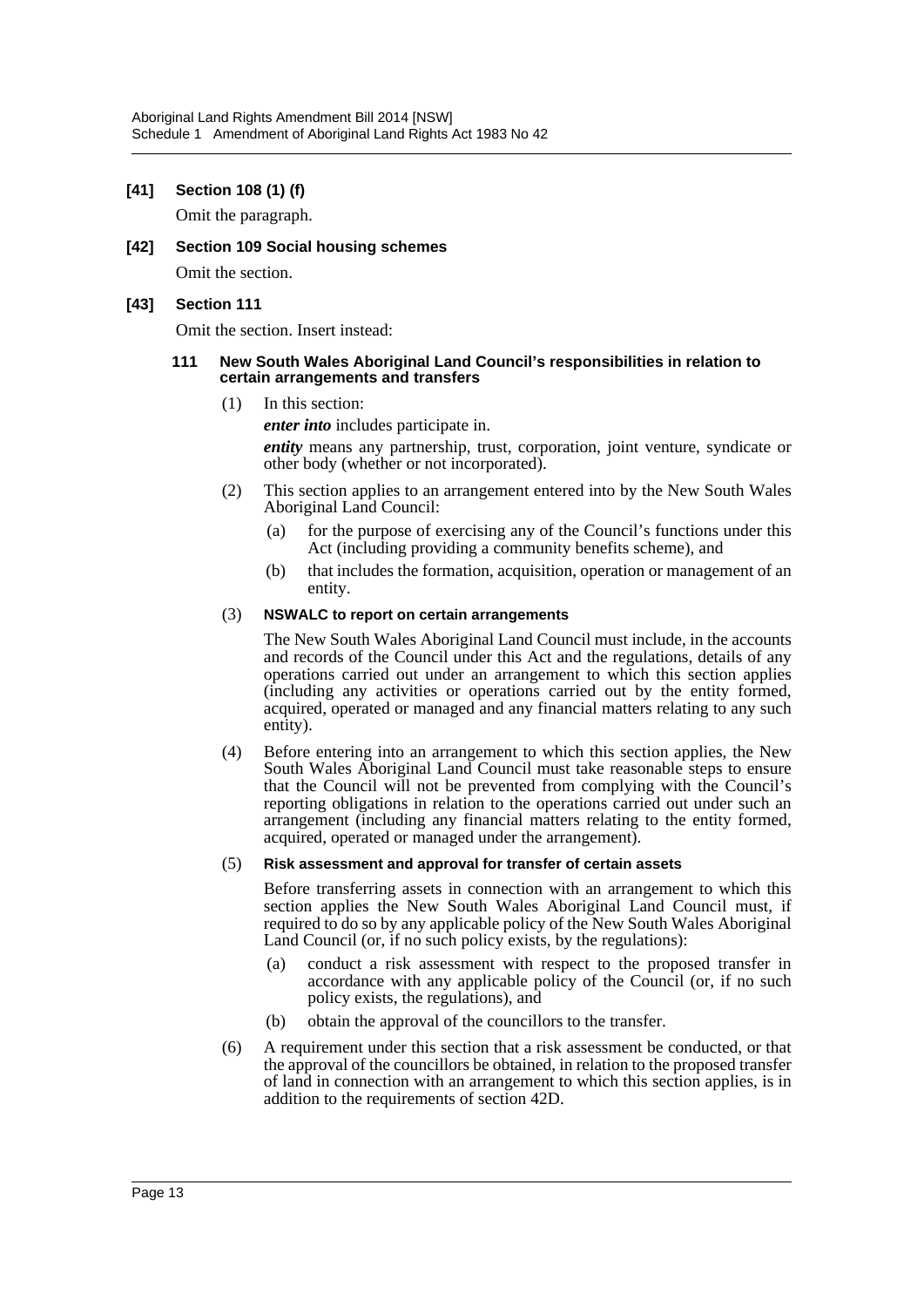**[41] Section 108 (1) (f)**

Omit the paragraph.

**[42] Section 109 Social housing schemes**

Omit the section.

**[43] Section 111**

Omit the section. Insert instead:

**111 New South Wales Aboriginal Land Council's responsibilities in relation to certain arrangements and transfers**

(1) In this section:

***enter into*** includes participate in.

***entity*** means any partnership, trust, corporation, joint venture, syndicate or other body (whether or not incorporated).

(2) This section applies to an arrangement entered into by the New South Wales Aboriginal Land Council:

- (a) for the purpose of exercising any of the Council's functions under this Act (including providing a community benefits scheme), and
- (b) that includes the formation, acquisition, operation or management of an entity.

(3) **NSWALC to report on certain arrangements**

The New South Wales Aboriginal Land Council must include, in the accounts and records of the Council under this Act and the regulations, details of any operations carried out under an arrangement to which this section applies (including any activities or operations carried out by the entity formed, acquired, operated or managed and any financial matters relating to any such entity).

(4) Before entering into an arrangement to which this section applies, the New South Wales Aboriginal Land Council must take reasonable steps to ensure that the Council will not be prevented from complying with the Council's reporting obligations in relation to the operations carried out under such an arrangement (including any financial matters relating to the entity formed, acquired, operated or managed under the arrangement).

(5) **Risk assessment and approval for transfer of certain assets**

Before transferring assets in connection with an arrangement to which this section applies the New South Wales Aboriginal Land Council must, if required to do so by any applicable policy of the New South Wales Aboriginal Land Council (or, if no such policy exists, by the regulations):

- (a) conduct a risk assessment with respect to the proposed transfer in accordance with any applicable policy of the Council (or, if no such policy exists, the regulations), and
- (b) obtain the approval of the councillors to the transfer.

(6) A requirement under this section that a risk assessment be conducted, or that the approval of the councillors be obtained, in relation to the proposed transfer of land in connection with an arrangement to which this section applies, is in addition to the requirements of section 42D.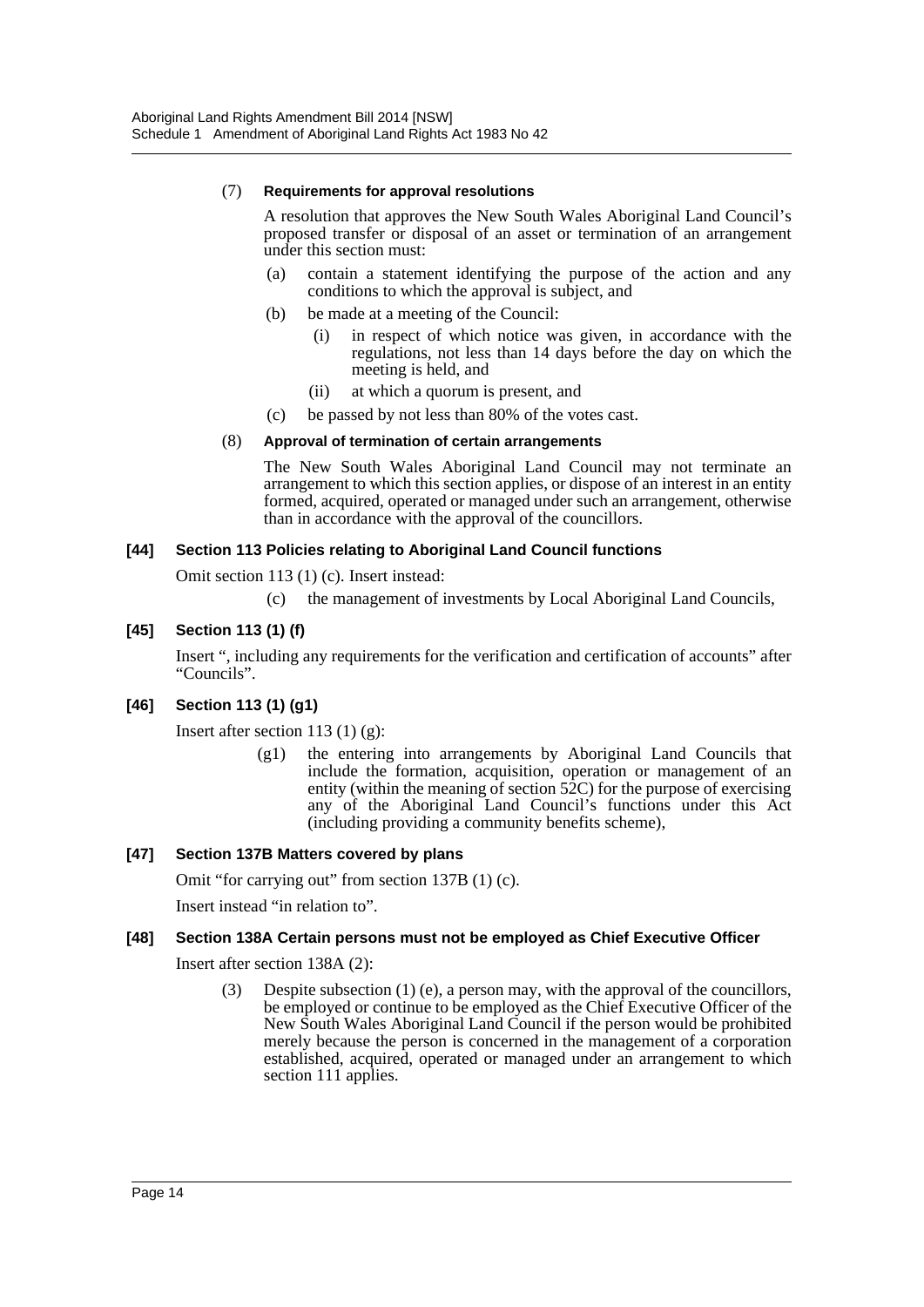(7) **Requirements for approval resolutions**

A resolution that approves the New South Wales Aboriginal Land Council's proposed transfer or disposal of an asset or termination of an arrangement under this section must:

(a) contain a statement identifying the purpose of the action and any conditions to which the approval is subject, and

(b) be made at a meeting of the Council:

(i) in respect of which notice was given, in accordance with the regulations, not less than 14 days before the day on which the meeting is held, and

(ii) at which a quorum is present, and

(c) be passed by not less than 80% of the votes cast.

(8) **Approval of termination of certain arrangements**

The New South Wales Aboriginal Land Council may not terminate an arrangement to which this section applies, or dispose of an interest in an entity formed, acquired, operated or managed under such an arrangement, otherwise than in accordance with the approval of the councillors.

**[44] Section 113 Policies relating to Aboriginal Land Council functions**

Omit section 113 (1) (c). Insert instead:

(c) the management of investments by Local Aboriginal Land Councils,

**[45] Section 113 (1) (f)**

Insert ", including any requirements for the verification and certification of accounts" after "Councils".

**[46] Section 113 (1) (g1)**

Insert after section 113 (1) (g):

(g1) the entering into arrangements by Aboriginal Land Councils that include the formation, acquisition, operation or management of an entity (within the meaning of section 52C) for the purpose of exercising any of the Aboriginal Land Council's functions under this Act (including providing a community benefits scheme),

**[47] Section 137B Matters covered by plans**

Omit "for carrying out" from section 137B (1) (c).

Insert instead "in relation to".

**[48] Section 138A Certain persons must not be employed as Chief Executive Officer**

Insert after section 138A (2):

(3) Despite subsection (1) (e), a person may, with the approval of the councillors, be employed or continue to be employed as the Chief Executive Officer of the New South Wales Aboriginal Land Council if the person would be prohibited merely because the person is concerned in the management of a corporation established, acquired, operated or managed under an arrangement to which section 111 applies.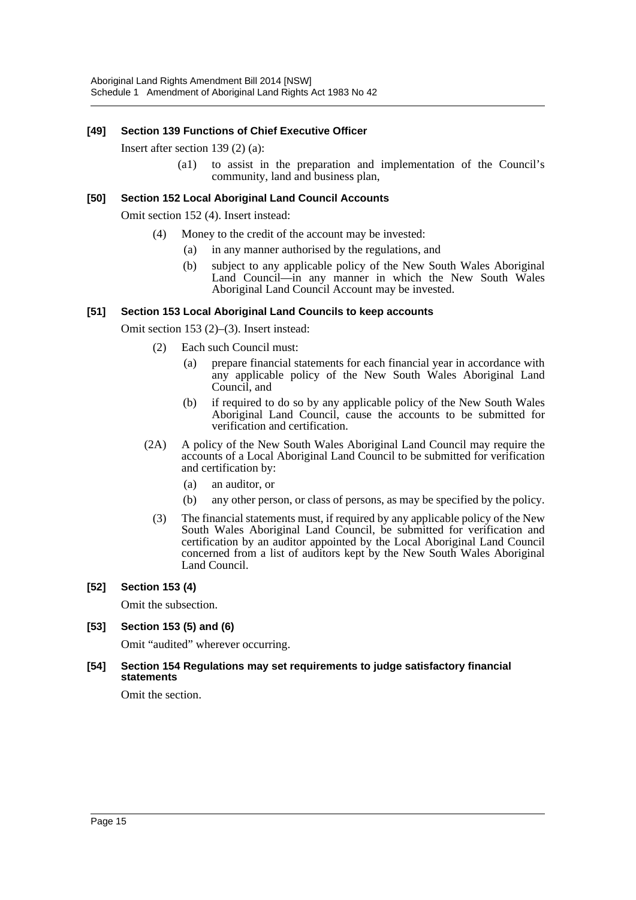#### [49] Section 139 Functions of Chief Executive Officer

Insert after section 139 (2) (a):

> (a1) to assist in the preparation and implementation of the Council's community, land and business plan,

#### [50] Section 152 Local Aboriginal Land Council Accounts

Omit section 152 (4). Insert instead:

> (4) Money to the credit of the account may be invested:
>
> (a) in any manner authorised by the regulations, and
>
> (b) subject to any applicable policy of the New South Wales Aboriginal Land Council—in any manner in which the New South Wales Aboriginal Land Council Account may be invested.

#### [51] Section 153 Local Aboriginal Land Councils to keep accounts

Omit section 153 (2)–(3). Insert instead:

> (2) Each such Council must:
>
> (a) prepare financial statements for each financial year in accordance with any applicable policy of the New South Wales Aboriginal Land Council, and
>
> (b) if required to do so by any applicable policy of the New South Wales Aboriginal Land Council, cause the accounts to be submitted for verification and certification.
>
> (2A) A policy of the New South Wales Aboriginal Land Council may require the accounts of a Local Aboriginal Land Council to be submitted for verification and certification by:
>
> (a) an auditor, or
>
> (b) any other person, or class of persons, as may be specified by the policy.
>
> (3) The financial statements must, if required by any applicable policy of the New South Wales Aboriginal Land Council, be submitted for verification and certification by an auditor appointed by the Local Aboriginal Land Council concerned from a list of auditors kept by the New South Wales Aboriginal Land Council.

#### [52] Section 153 (4)

Omit the subsection.

#### [53] Section 153 (5) and (6)

Omit "audited" wherever occurring.

#### [54] Section 154 Regulations may set requirements to judge satisfactory financial statements

Omit the section.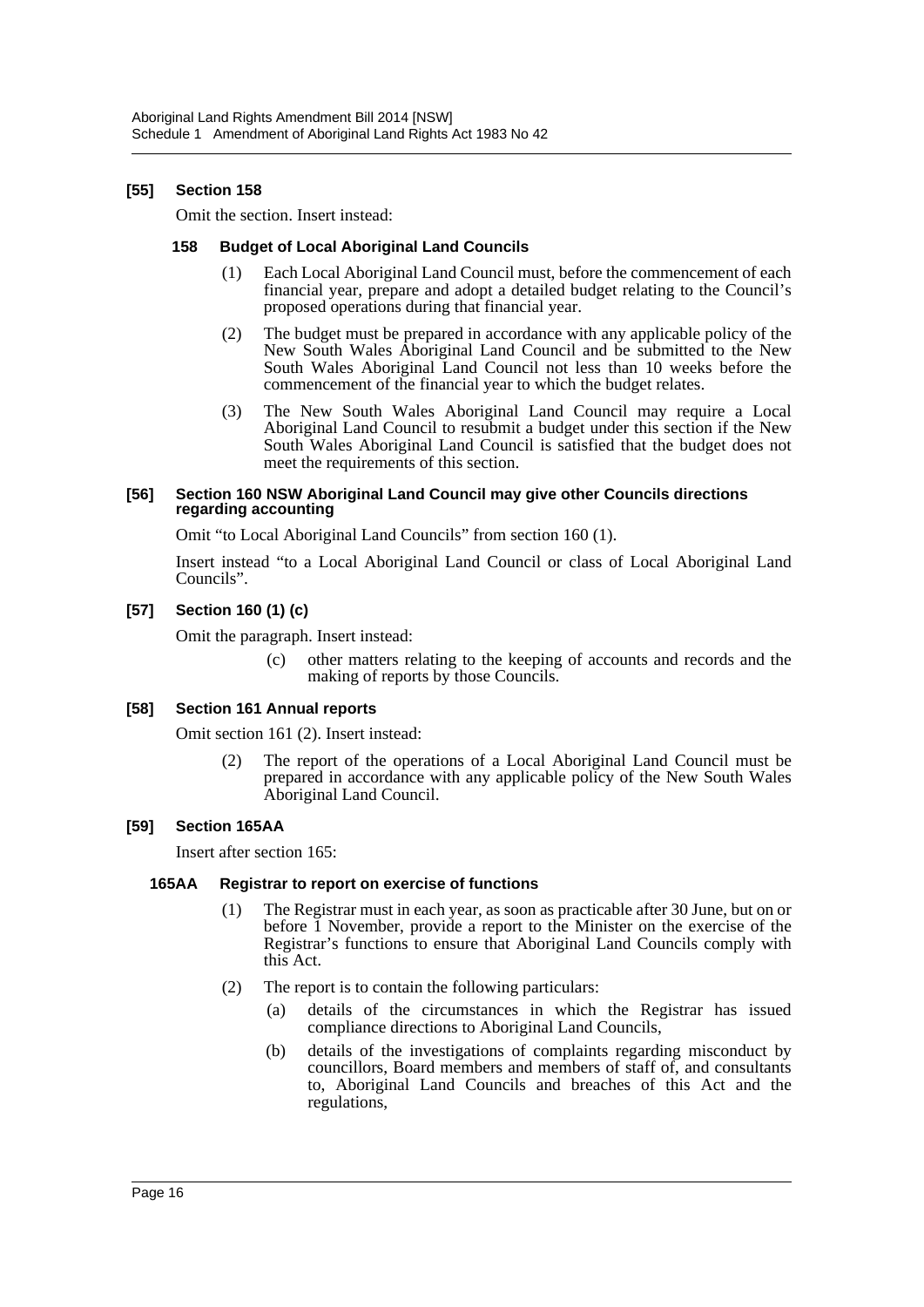### [55] Section 158

Omit the section. Insert instead:

#### 158 Budget of Local Aboriginal Land Councils

(1) Each Local Aboriginal Land Council must, before the commencement of each financial year, prepare and adopt a detailed budget relating to the Council's proposed operations during that financial year.

(2) The budget must be prepared in accordance with any applicable policy of the New South Wales Aboriginal Land Council and be submitted to the New South Wales Aboriginal Land Council not less than 10 weeks before the commencement of the financial year to which the budget relates.

(3) The New South Wales Aboriginal Land Council may require a Local Aboriginal Land Council to resubmit a budget under this section if the New South Wales Aboriginal Land Council is satisfied that the budget does not meet the requirements of this section.

### [56] Section 160 NSW Aboriginal Land Council may give other Councils directions regarding accounting

Omit "to Local Aboriginal Land Councils" from section 160 (1).

Insert instead "to a Local Aboriginal Land Council or class of Local Aboriginal Land Councils".

### [57] Section 160 (1) (c)

Omit the paragraph. Insert instead:

(c) other matters relating to the keeping of accounts and records and the making of reports by those Councils.

### [58] Section 161 Annual reports

Omit section 161 (2). Insert instead:

(2) The report of the operations of a Local Aboriginal Land Council must be prepared in accordance with any applicable policy of the New South Wales Aboriginal Land Council.

### [59] Section 165AA

Insert after section 165:

#### 165AA Registrar to report on exercise of functions

(1) The Registrar must in each year, as soon as practicable after 30 June, but on or before 1 November, provide a report to the Minister on the exercise of the Registrar's functions to ensure that Aboriginal Land Councils comply with this Act.

(2) The report is to contain the following particulars:

(a) details of the circumstances in which the Registrar has issued compliance directions to Aboriginal Land Councils,

(b) details of the investigations of complaints regarding misconduct by councillors, Board members and members of staff of, and consultants to, Aboriginal Land Councils and breaches of this Act and the regulations,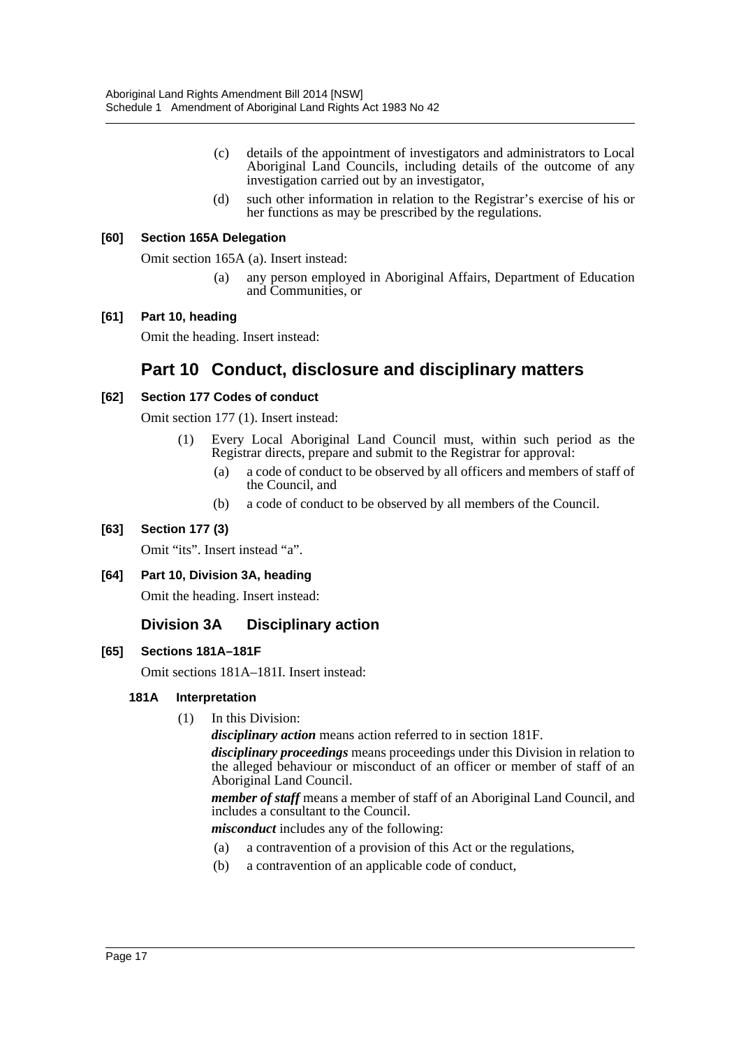(c) details of the appointment of investigators and administrators to Local Aboriginal Land Councils, including details of the outcome of any investigation carried out by an investigator,

(d) such other information in relation to the Registrar's exercise of his or her functions as may be prescribed by the regulations.

**[60] Section 165A Delegation**

Omit section 165A (a). Insert instead:

(a) any person employed in Aboriginal Affairs, Department of Education and Communities, or

**[61] Part 10, heading**

Omit the heading. Insert instead:

## Part 10 Conduct, disclosure and disciplinary matters

**[62] Section 177 Codes of conduct**

Omit section 177 (1). Insert instead:

(1) Every Local Aboriginal Land Council must, within such period as the Registrar directs, prepare and submit to the Registrar for approval:

(a) a code of conduct to be observed by all officers and members of staff of the Council, and

(b) a code of conduct to be observed by all members of the Council.

**[63] Section 177 (3)**

Omit "its". Insert instead "a".

**[64] Part 10, Division 3A, heading**

Omit the heading. Insert instead:

### Division 3A Disciplinary action

**[65] Sections 181A–181F**

Omit sections 181A–181I. Insert instead:

**181A Interpretation**

(1) In this Division:

***disciplinary action*** means action referred to in section 181F.

***disciplinary proceedings*** means proceedings under this Division in relation to the alleged behaviour or misconduct of an officer or member of staff of an Aboriginal Land Council.

***member of staff*** means a member of staff of an Aboriginal Land Council, and includes a consultant to the Council.

***misconduct*** includes any of the following:

(a) a contravention of a provision of this Act or the regulations,

(b) a contravention of an applicable code of conduct,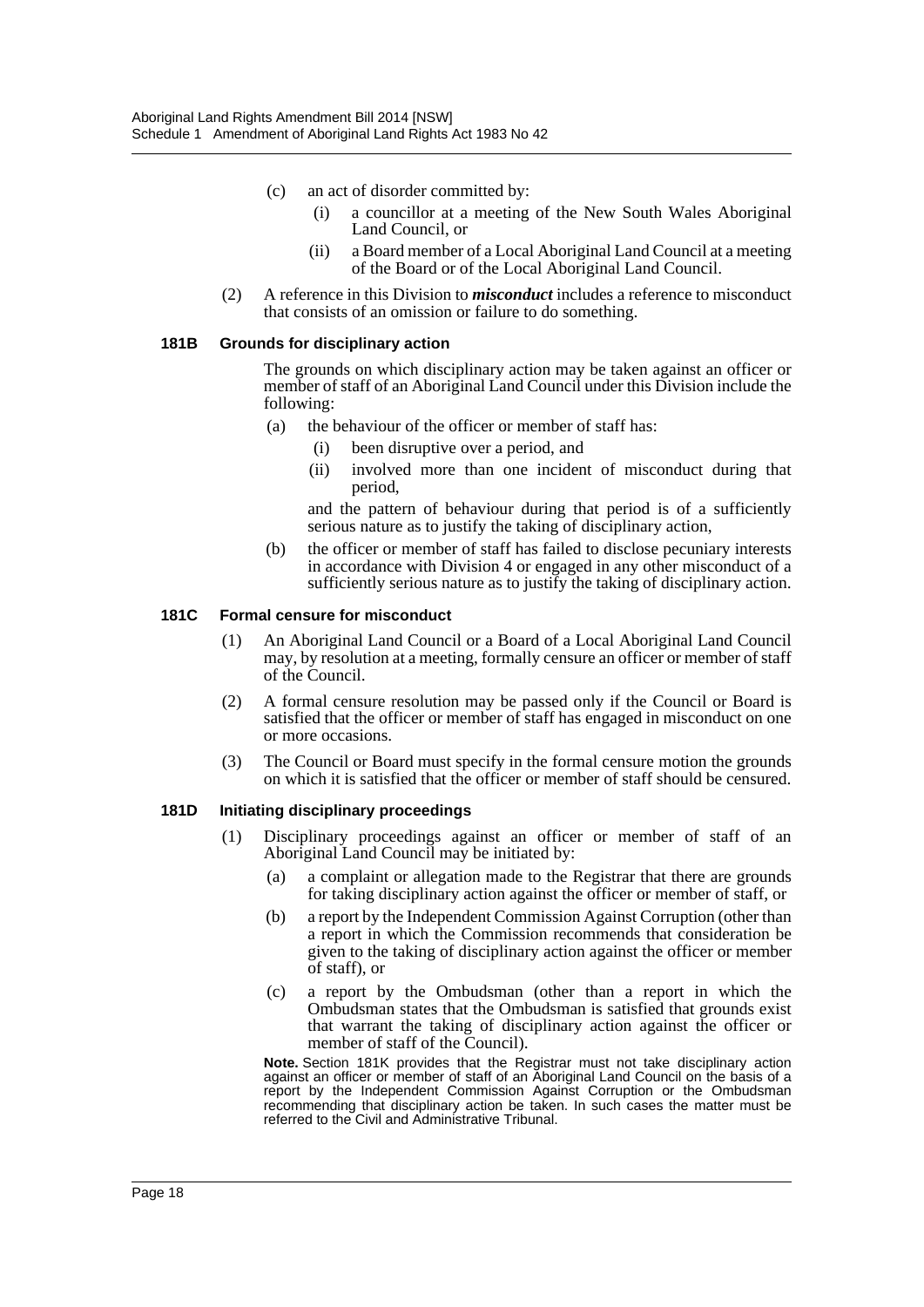(c) an act of disorder committed by:

  (i) a councillor at a meeting of the New South Wales Aboriginal Land Council, or

  (ii) a Board member of a Local Aboriginal Land Council at a meeting of the Board or of the Local Aboriginal Land Council.

(2) A reference in this Division to ***misconduct*** includes a reference to misconduct that consists of an omission or failure to do something.

#### 181B Grounds for disciplinary action

The grounds on which disciplinary action may be taken against an officer or member of staff of an Aboriginal Land Council under this Division include the following:

(a) the behaviour of the officer or member of staff has:

  (i) been disruptive over a period, and

  (ii) involved more than one incident of misconduct during that period,

and the pattern of behaviour during that period is of a sufficiently serious nature as to justify the taking of disciplinary action,

(b) the officer or member of staff has failed to disclose pecuniary interests in accordance with Division 4 or engaged in any other misconduct of a sufficiently serious nature as to justify the taking of disciplinary action.

#### 181C Formal censure for misconduct

(1) An Aboriginal Land Council or a Board of a Local Aboriginal Land Council may, by resolution at a meeting, formally censure an officer or member of staff of the Council.

(2) A formal censure resolution may be passed only if the Council or Board is satisfied that the officer or member of staff has engaged in misconduct on one or more occasions.

(3) The Council or Board must specify in the formal censure motion the grounds on which it is satisfied that the officer or member of staff should be censured.

#### 181D Initiating disciplinary proceedings

(1) Disciplinary proceedings against an officer or member of staff of an Aboriginal Land Council may be initiated by:

  (a) a complaint or allegation made to the Registrar that there are grounds for taking disciplinary action against the officer or member of staff, or

  (b) a report by the Independent Commission Against Corruption (other than a report in which the Commission recommends that consideration be given to the taking of disciplinary action against the officer or member of staff), or

  (c) a report by the Ombudsman (other than a report in which the Ombudsman states that the Ombudsman is satisfied that grounds exist that warrant the taking of disciplinary action against the officer or member of staff of the Council).

**Note.** Section 181K provides that the Registrar must not take disciplinary action against an officer or member of staff of an Aboriginal Land Council on the basis of a report by the Independent Commission Against Corruption or the Ombudsman recommending that disciplinary action be taken. In such cases the matter must be referred to the Civil and Administrative Tribunal.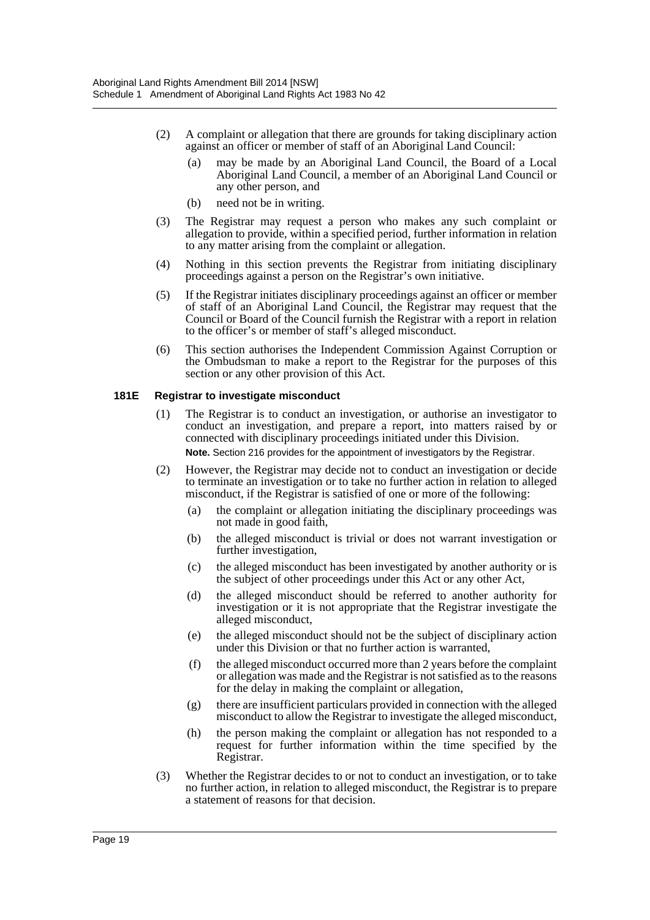(2) A complaint or allegation that there are grounds for taking disciplinary action against an officer or member of staff of an Aboriginal Land Council:

(a) may be made by an Aboriginal Land Council, the Board of a Local Aboriginal Land Council, a member of an Aboriginal Land Council or any other person, and

(b) need not be in writing.

(3) The Registrar may request a person who makes any such complaint or allegation to provide, within a specified period, further information in relation to any matter arising from the complaint or allegation.

(4) Nothing in this section prevents the Registrar from initiating disciplinary proceedings against a person on the Registrar's own initiative.

(5) If the Registrar initiates disciplinary proceedings against an officer or member of staff of an Aboriginal Land Council, the Registrar may request that the Council or Board of the Council furnish the Registrar with a report in relation to the officer's or member of staff's alleged misconduct.

(6) This section authorises the Independent Commission Against Corruption or the Ombudsman to make a report to the Registrar for the purposes of this section or any other provision of this Act.

**181E Registrar to investigate misconduct**

(1) The Registrar is to conduct an investigation, or authorise an investigator to conduct an investigation, and prepare a report, into matters raised by or connected with disciplinary proceedings initiated under this Division.

**Note.** Section 216 provides for the appointment of investigators by the Registrar.

(2) However, the Registrar may decide not to conduct an investigation or decide to terminate an investigation or to take no further action in relation to alleged misconduct, if the Registrar is satisfied of one or more of the following:

(a) the complaint or allegation initiating the disciplinary proceedings was not made in good faith,

(b) the alleged misconduct is trivial or does not warrant investigation or further investigation,

(c) the alleged misconduct has been investigated by another authority or is the subject of other proceedings under this Act or any other Act,

(d) the alleged misconduct should be referred to another authority for investigation or it is not appropriate that the Registrar investigate the alleged misconduct,

(e) the alleged misconduct should not be the subject of disciplinary action under this Division or that no further action is warranted,

(f) the alleged misconduct occurred more than 2 years before the complaint or allegation was made and the Registrar is not satisfied as to the reasons for the delay in making the complaint or allegation,

(g) there are insufficient particulars provided in connection with the alleged misconduct to allow the Registrar to investigate the alleged misconduct,

(h) the person making the complaint or allegation has not responded to a request for further information within the time specified by the Registrar.

(3) Whether the Registrar decides to or not to conduct an investigation, or to take no further action, in relation to alleged misconduct, the Registrar is to prepare a statement of reasons for that decision.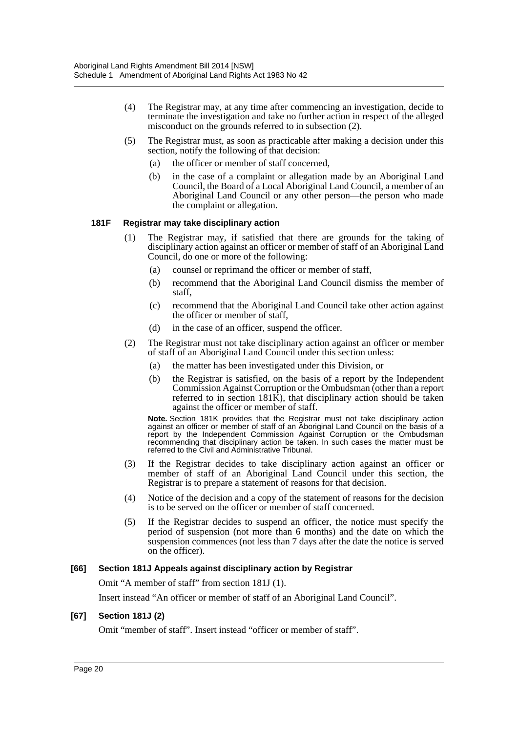(4) The Registrar may, at any time after commencing an investigation, decide to terminate the investigation and take no further action in respect of the alleged misconduct on the grounds referred to in subsection (2).

(5) The Registrar must, as soon as practicable after making a decision under this section, notify the following of that decision:

(a) the officer or member of staff concerned,

(b) in the case of a complaint or allegation made by an Aboriginal Land Council, the Board of a Local Aboriginal Land Council, a member of an Aboriginal Land Council or any other person—the person who made the complaint or allegation.

#### 181F Registrar may take disciplinary action

(1) The Registrar may, if satisfied that there are grounds for the taking of disciplinary action against an officer or member of staff of an Aboriginal Land Council, do one or more of the following:

(a) counsel or reprimand the officer or member of staff,

(b) recommend that the Aboriginal Land Council dismiss the member of staff,

(c) recommend that the Aboriginal Land Council take other action against the officer or member of staff,

(d) in the case of an officer, suspend the officer.

(2) The Registrar must not take disciplinary action against an officer or member of staff of an Aboriginal Land Council under this section unless:

(a) the matter has been investigated under this Division, or

(b) the Registrar is satisfied, on the basis of a report by the Independent Commission Against Corruption or the Ombudsman (other than a report referred to in section 181K), that disciplinary action should be taken against the officer or member of staff.

**Note.** Section 181K provides that the Registrar must not take disciplinary action against an officer or member of staff of an Aboriginal Land Council on the basis of a report by the Independent Commission Against Corruption or the Ombudsman recommending that disciplinary action be taken. In such cases the matter must be referred to the Civil and Administrative Tribunal.

(3) If the Registrar decides to take disciplinary action against an officer or member of staff of an Aboriginal Land Council under this section, the Registrar is to prepare a statement of reasons for that decision.

(4) Notice of the decision and a copy of the statement of reasons for the decision is to be served on the officer or member of staff concerned.

(5) If the Registrar decides to suspend an officer, the notice must specify the period of suspension (not more than 6 months) and the date on which the suspension commences (not less than 7 days after the date the notice is served on the officer).

#### [66] Section 181J Appeals against disciplinary action by Registrar

Omit "A member of staff" from section 181J (1).

Insert instead "An officer or member of staff of an Aboriginal Land Council".

#### [67] Section 181J (2)

Omit "member of staff". Insert instead "officer or member of staff".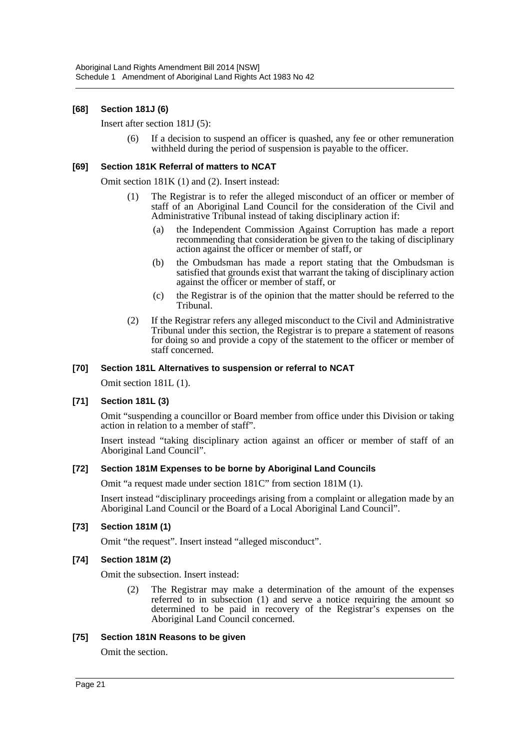### [68] Section 181J (6)

Insert after section 181J (5):

> (6) If a decision to suspend an officer is quashed, any fee or other remuneration withheld during the period of suspension is payable to the officer.

### [69] Section 181K Referral of matters to NCAT

Omit section 181K (1) and (2). Insert instead:

> (1) The Registrar is to refer the alleged misconduct of an officer or member of staff of an Aboriginal Land Council for the consideration of the Civil and Administrative Tribunal instead of taking disciplinary action if:
>
> (a) the Independent Commission Against Corruption has made a report recommending that consideration be given to the taking of disciplinary action against the officer or member of staff, or
>
> (b) the Ombudsman has made a report stating that the Ombudsman is satisfied that grounds exist that warrant the taking of disciplinary action against the officer or member of staff, or
>
> (c) the Registrar is of the opinion that the matter should be referred to the Tribunal.
>
> (2) If the Registrar refers any alleged misconduct to the Civil and Administrative Tribunal under this section, the Registrar is to prepare a statement of reasons for doing so and provide a copy of the statement to the officer or member of staff concerned.

### [70] Section 181L Alternatives to suspension or referral to NCAT

Omit section 181L (1).

### [71] Section 181L (3)

Omit "suspending a councillor or Board member from office under this Division or taking action in relation to a member of staff".

Insert instead "taking disciplinary action against an officer or member of staff of an Aboriginal Land Council".

### [72] Section 181M Expenses to be borne by Aboriginal Land Councils

Omit "a request made under section 181C" from section 181M (1).

Insert instead "disciplinary proceedings arising from a complaint or allegation made by an Aboriginal Land Council or the Board of a Local Aboriginal Land Council".

### [73] Section 181M (1)

Omit "the request". Insert instead "alleged misconduct".

### [74] Section 181M (2)

Omit the subsection. Insert instead:

> (2) The Registrar may make a determination of the amount of the expenses referred to in subsection (1) and serve a notice requiring the amount so determined to be paid in recovery of the Registrar's expenses on the Aboriginal Land Council concerned.

### [75] Section 181N Reasons to be given

Omit the section.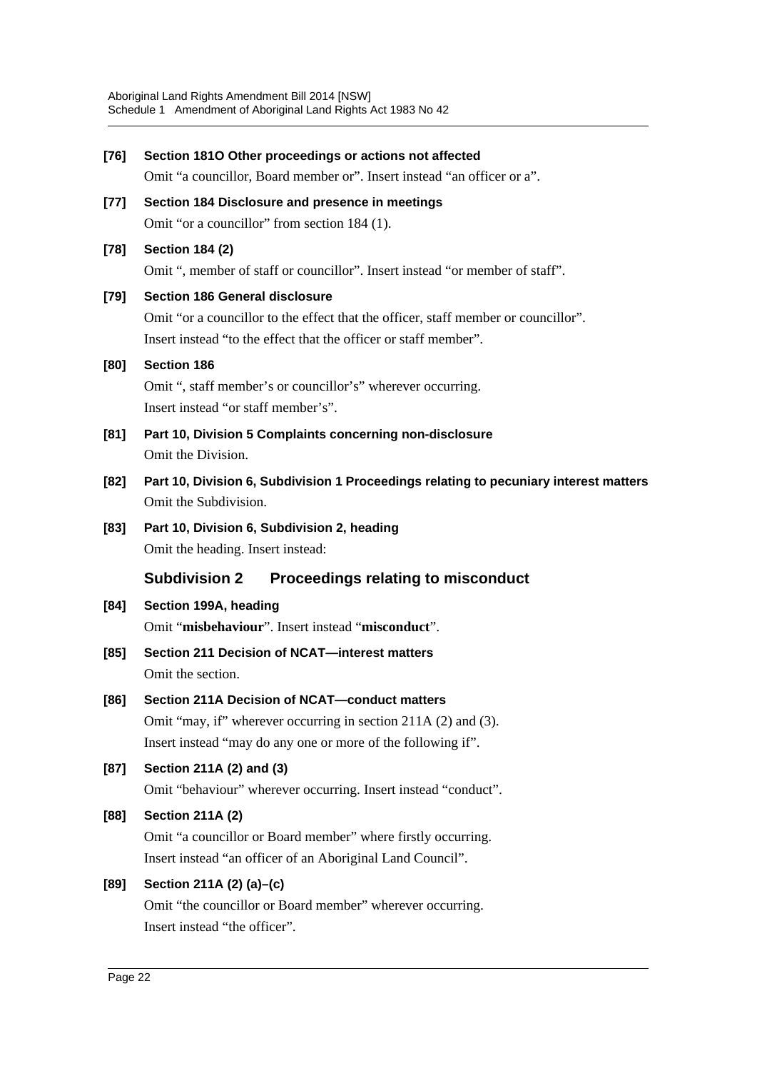**[76] Section 181O Other proceedings or actions not affected**

Omit "a councillor, Board member or". Insert instead "an officer or a".

**[77] Section 184 Disclosure and presence in meetings**

Omit "or a councillor" from section 184 (1).

**[78] Section 184 (2)**

Omit ", member of staff or councillor". Insert instead "or member of staff".

**[79] Section 186 General disclosure**

Omit "or a councillor to the effect that the officer, staff member or councillor". Insert instead "to the effect that the officer or staff member".

**[80] Section 186**

Omit ", staff member's or councillor's" wherever occurring. Insert instead "or staff member's".

**[81] Part 10, Division 5 Complaints concerning non-disclosure**

Omit the Division.

**[82] Part 10, Division 6, Subdivision 1 Proceedings relating to pecuniary interest matters**

Omit the Subdivision.

**[83] Part 10, Division 6, Subdivision 2, heading**

Omit the heading. Insert instead:

### Subdivision 2 Proceedings relating to misconduct

**[84] Section 199A, heading**

Omit "**misbehaviour**". Insert instead "**misconduct**".

**[85] Section 211 Decision of NCAT—interest matters**

Omit the section.

**[86] Section 211A Decision of NCAT—conduct matters**

Omit "may, if" wherever occurring in section 211A (2) and (3). Insert instead "may do any one or more of the following if".

**[87] Section 211A (2) and (3)**

Omit "behaviour" wherever occurring. Insert instead "conduct".

**[88] Section 211A (2)**

Omit "a councillor or Board member" where firstly occurring. Insert instead "an officer of an Aboriginal Land Council".

**[89] Section 211A (2) (a)–(c)**

Omit "the councillor or Board member" wherever occurring. Insert instead "the officer".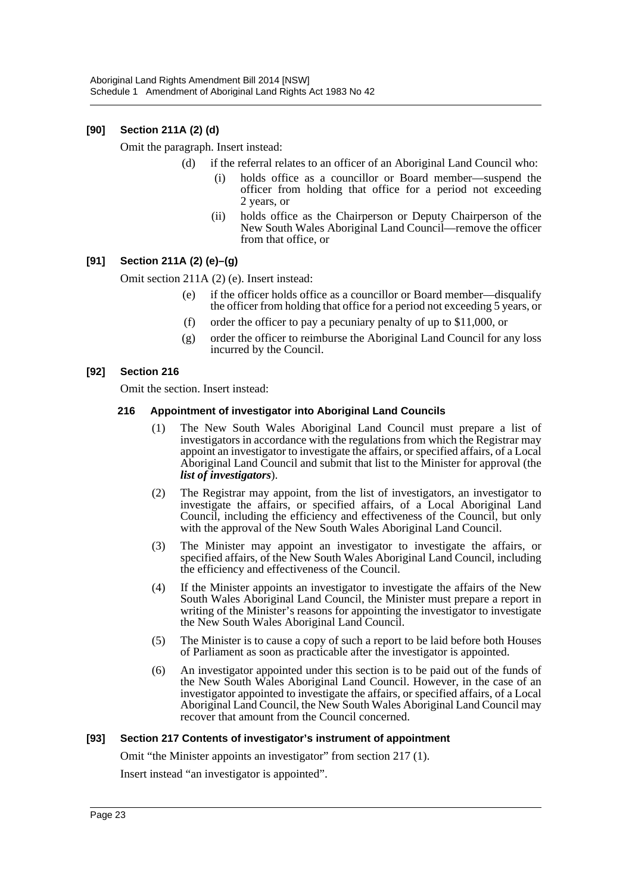### [90] Section 211A (2) (d)

Omit the paragraph. Insert instead:

> (d) if the referral relates to an officer of an Aboriginal Land Council who:
>
> > (i) holds office as a councillor or Board member—suspend the officer from holding that office for a period not exceeding 2 years, or
> >
> > (ii) holds office as the Chairperson or Deputy Chairperson of the New South Wales Aboriginal Land Council—remove the officer from that office, or

### [91] Section 211A (2) (e)–(g)

Omit section 211A (2) (e). Insert instead:

> (e) if the officer holds office as a councillor or Board member—disqualify the officer from holding that office for a period not exceeding 5 years, or
>
> (f) order the officer to pay a pecuniary penalty of up to $11,000, or
>
> (g) order the officer to reimburse the Aboriginal Land Council for any loss incurred by the Council.

### [92] Section 216

Omit the section. Insert instead:

#### 216 Appointment of investigator into Aboriginal Land Councils

> (1) The New South Wales Aboriginal Land Council must prepare a list of investigators in accordance with the regulations from which the Registrar may appoint an investigator to investigate the affairs, or specified affairs, of a Local Aboriginal Land Council and submit that list to the Minister for approval (the ***list of investigators***).
>
> (2) The Registrar may appoint, from the list of investigators, an investigator to investigate the affairs, or specified affairs, of a Local Aboriginal Land Council, including the efficiency and effectiveness of the Council, but only with the approval of the New South Wales Aboriginal Land Council.
>
> (3) The Minister may appoint an investigator to investigate the affairs, or specified affairs, of the New South Wales Aboriginal Land Council, including the efficiency and effectiveness of the Council.
>
> (4) If the Minister appoints an investigator to investigate the affairs of the New South Wales Aboriginal Land Council, the Minister must prepare a report in writing of the Minister's reasons for appointing the investigator to investigate the New South Wales Aboriginal Land Council.
>
> (5) The Minister is to cause a copy of such a report to be laid before both Houses of Parliament as soon as practicable after the investigator is appointed.
>
> (6) An investigator appointed under this section is to be paid out of the funds of the New South Wales Aboriginal Land Council. However, in the case of an investigator appointed to investigate the affairs, or specified affairs, of a Local Aboriginal Land Council, the New South Wales Aboriginal Land Council may recover that amount from the Council concerned.

### [93] Section 217 Contents of investigator's instrument of appointment

Omit "the Minister appoints an investigator" from section 217 (1).

Insert instead "an investigator is appointed".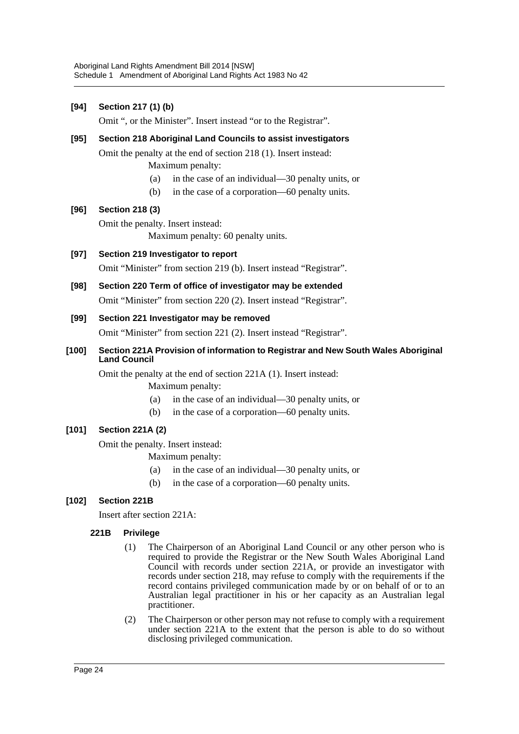**[94] Section 217 (1) (b)**

Omit ", or the Minister". Insert instead "or to the Registrar".

**[95] Section 218 Aboriginal Land Councils to assist investigators**

Omit the penalty at the end of section 218 (1). Insert instead:

Maximum penalty:

(a) in the case of an individual—30 penalty units, or

(b) in the case of a corporation—60 penalty units.

**[96] Section 218 (3)**

Omit the penalty. Insert instead:

Maximum penalty: 60 penalty units.

**[97] Section 219 Investigator to report**

Omit "Minister" from section 219 (b). Insert instead "Registrar".

**[98] Section 220 Term of office of investigator may be extended**

Omit "Minister" from section 220 (2). Insert instead "Registrar".

**[99] Section 221 Investigator may be removed**

Omit "Minister" from section 221 (2). Insert instead "Registrar".

**[100] Section 221A Provision of information to Registrar and New South Wales Aboriginal Land Council**

Omit the penalty at the end of section 221A (1). Insert instead:

Maximum penalty:

(a) in the case of an individual—30 penalty units, or

(b) in the case of a corporation—60 penalty units.

**[101] Section 221A (2)**

Omit the penalty. Insert instead:

Maximum penalty:

(a) in the case of an individual—30 penalty units, or

(b) in the case of a corporation—60 penalty units.

**[102] Section 221B**

Insert after section 221A:

**221B Privilege**

(1) The Chairperson of an Aboriginal Land Council or any other person who is required to provide the Registrar or the New South Wales Aboriginal Land Council with records under section 221A, or provide an investigator with records under section 218, may refuse to comply with the requirements if the record contains privileged communication made by or on behalf of or to an Australian legal practitioner in his or her capacity as an Australian legal practitioner.

(2) The Chairperson or other person may not refuse to comply with a requirement under section 221A to the extent that the person is able to do so without disclosing privileged communication.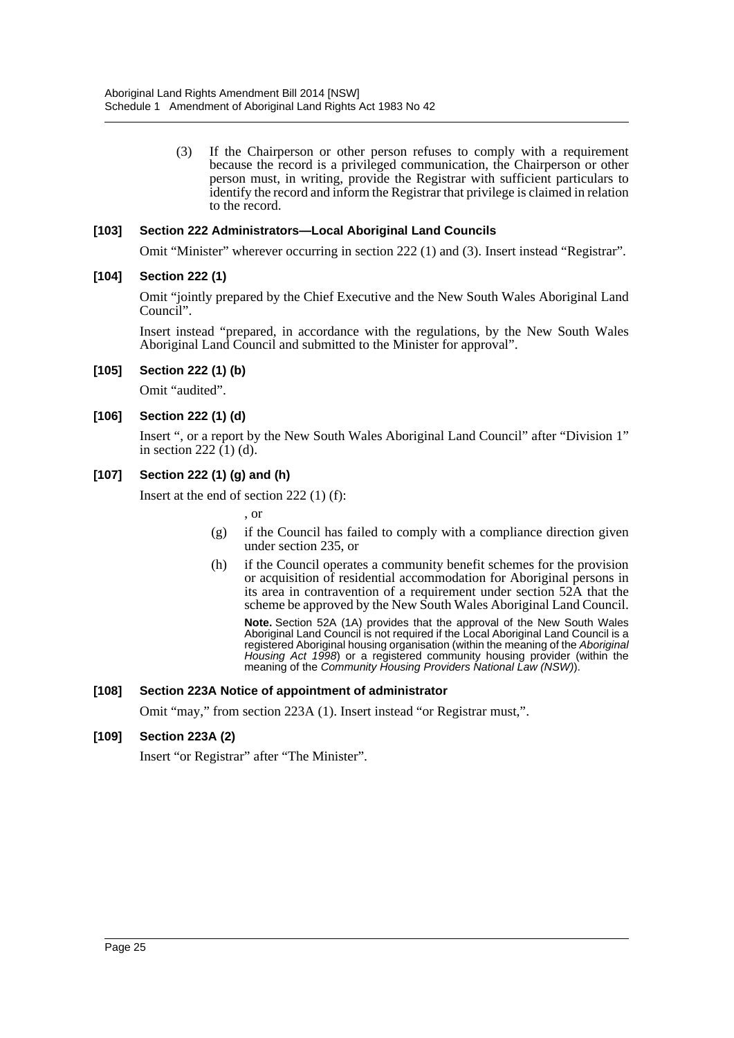(3) If the Chairperson or other person refuses to comply with a requirement because the record is a privileged communication, the Chairperson or other person must, in writing, provide the Registrar with sufficient particulars to identify the record and inform the Registrar that privilege is claimed in relation to the record.

#### [103] Section 222 Administrators—Local Aboriginal Land Councils

Omit "Minister" wherever occurring in section 222 (1) and (3). Insert instead "Registrar".

#### [104] Section 222 (1)

Omit "jointly prepared by the Chief Executive and the New South Wales Aboriginal Land Council".

Insert instead "prepared, in accordance with the regulations, by the New South Wales Aboriginal Land Council and submitted to the Minister for approval".

#### [105] Section 222 (1) (b)

Omit "audited".

#### [106] Section 222 (1) (d)

Insert ", or a report by the New South Wales Aboriginal Land Council" after "Division 1" in section 222 (1) (d).

#### [107] Section 222 (1) (g) and (h)

Insert at the end of section 222 (1) (f):

, or

(g) if the Council has failed to comply with a compliance direction given under section 235, or

(h) if the Council operates a community benefit schemes for the provision or acquisition of residential accommodation for Aboriginal persons in its area in contravention of a requirement under section 52A that the scheme be approved by the New South Wales Aboriginal Land Council.

**Note.** Section 52A (1A) provides that the approval of the New South Wales Aboriginal Land Council is not required if the Local Aboriginal Land Council is a registered Aboriginal housing organisation (within the meaning of the *Aboriginal Housing Act 1998*) or a registered community housing provider (within the meaning of the *Community Housing Providers National Law (NSW)*).

#### [108] Section 223A Notice of appointment of administrator

Omit "may," from section 223A (1). Insert instead "or Registrar must,".

#### [109] Section 223A (2)

Insert "or Registrar" after "The Minister".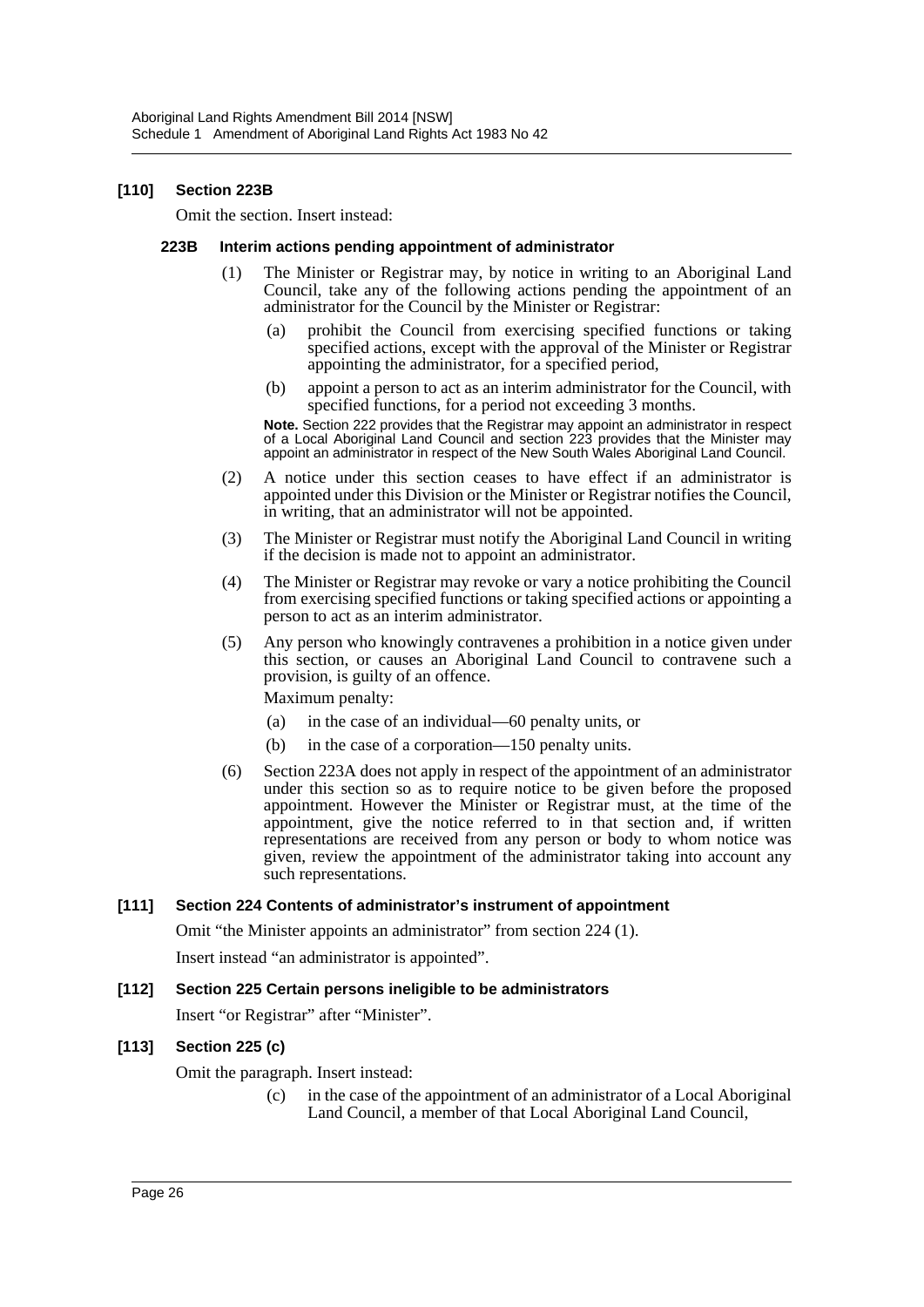**[110] Section 223B**

Omit the section. Insert instead:

**223B Interim actions pending appointment of administrator**

(1) The Minister or Registrar may, by notice in writing to an Aboriginal Land Council, take any of the following actions pending the appointment of an administrator for the Council by the Minister or Registrar:

(a) prohibit the Council from exercising specified functions or taking specified actions, except with the approval of the Minister or Registrar appointing the administrator, for a specified period,

(b) appoint a person to act as an interim administrator for the Council, with specified functions, for a period not exceeding 3 months.

**Note.** Section 222 provides that the Registrar may appoint an administrator in respect of a Local Aboriginal Land Council and section 223 provides that the Minister may appoint an administrator in respect of the New South Wales Aboriginal Land Council.

(2) A notice under this section ceases to have effect if an administrator is appointed under this Division or the Minister or Registrar notifies the Council, in writing, that an administrator will not be appointed.

(3) The Minister or Registrar must notify the Aboriginal Land Council in writing if the decision is made not to appoint an administrator.

(4) The Minister or Registrar may revoke or vary a notice prohibiting the Council from exercising specified functions or taking specified actions or appointing a person to act as an interim administrator.

(5) Any person who knowingly contravenes a prohibition in a notice given under this section, or causes an Aboriginal Land Council to contravene such a provision, is guilty of an offence.

Maximum penalty:

(a) in the case of an individual—60 penalty units, or

(b) in the case of a corporation—150 penalty units.

(6) Section 223A does not apply in respect of the appointment of an administrator under this section so as to require notice to be given before the proposed appointment. However the Minister or Registrar must, at the time of the appointment, give the notice referred to in that section and, if written representations are received from any person or body to whom notice was given, review the appointment of the administrator taking into account any such representations.

**[111] Section 224 Contents of administrator's instrument of appointment**

Omit "the Minister appoints an administrator" from section 224 (1).

Insert instead "an administrator is appointed".

**[112] Section 225 Certain persons ineligible to be administrators**

Insert "or Registrar" after "Minister".

**[113] Section 225 (c)**

Omit the paragraph. Insert instead:

(c) in the case of the appointment of an administrator of a Local Aboriginal Land Council, a member of that Local Aboriginal Land Council,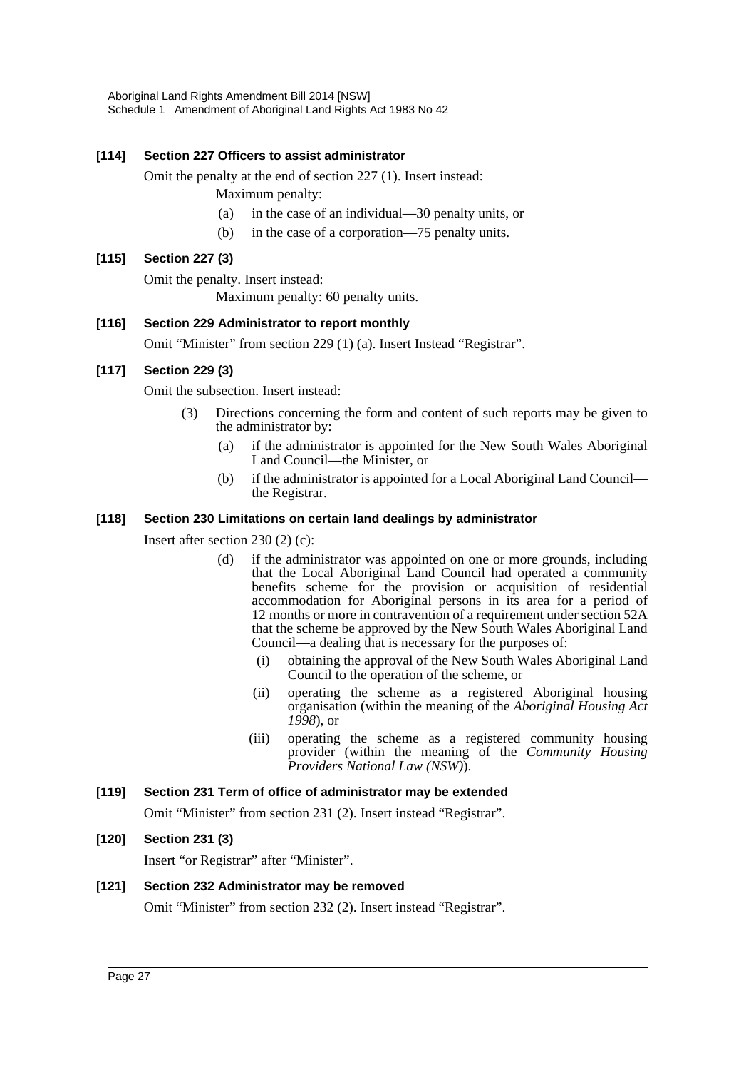**[114] Section 227 Officers to assist administrator**

Omit the penalty at the end of section 227 (1). Insert instead:

Maximum penalty:

(a) in the case of an individual—30 penalty units, or

(b) in the case of a corporation—75 penalty units.

**[115] Section 227 (3)**

Omit the penalty. Insert instead:

Maximum penalty: 60 penalty units.

**[116] Section 229 Administrator to report monthly**

Omit "Minister" from section 229 (1) (a). Insert Instead "Registrar".

**[117] Section 229 (3)**

Omit the subsection. Insert instead:

(3) Directions concerning the form and content of such reports may be given to the administrator by:

(a) if the administrator is appointed for the New South Wales Aboriginal Land Council—the Minister, or

(b) if the administrator is appointed for a Local Aboriginal Land Council—the Registrar.

**[118] Section 230 Limitations on certain land dealings by administrator**

Insert after section 230 (2) (c):

(d) if the administrator was appointed on one or more grounds, including that the Local Aboriginal Land Council had operated a community benefits scheme for the provision or acquisition of residential accommodation for Aboriginal persons in its area for a period of 12 months or more in contravention of a requirement under section 52A that the scheme be approved by the New South Wales Aboriginal Land Council—a dealing that is necessary for the purposes of:

(i) obtaining the approval of the New South Wales Aboriginal Land Council to the operation of the scheme, or

(ii) operating the scheme as a registered Aboriginal housing organisation (within the meaning of the *Aboriginal Housing Act 1998*), or

(iii) operating the scheme as a registered community housing provider (within the meaning of the *Community Housing Providers National Law (NSW)*).

**[119] Section 231 Term of office of administrator may be extended**

Omit "Minister" from section 231 (2). Insert instead "Registrar".

**[120] Section 231 (3)**

Insert "or Registrar" after "Minister".

**[121] Section 232 Administrator may be removed**

Omit "Minister" from section 232 (2). Insert instead "Registrar".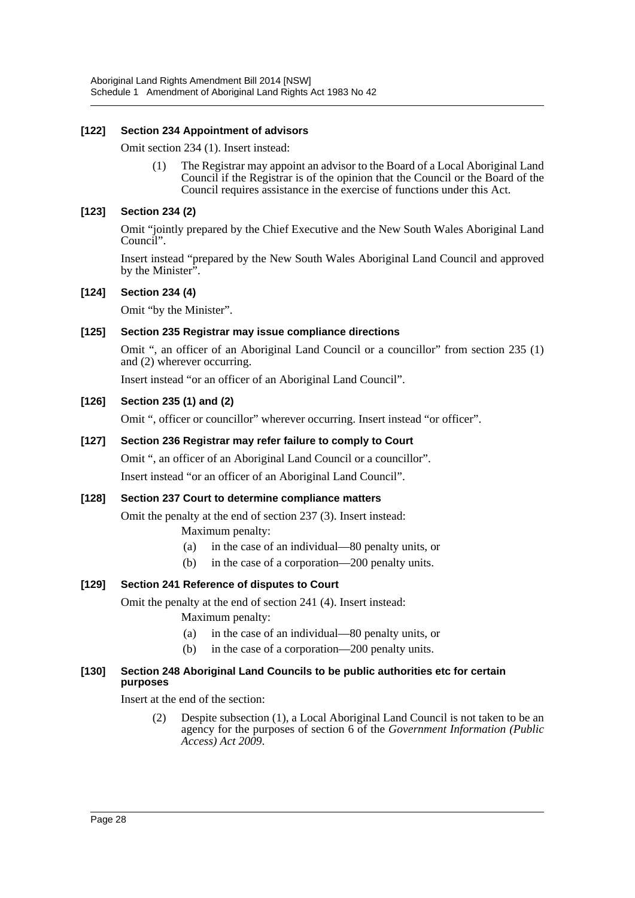### [122] Section 234 Appointment of advisors

Omit section 234 (1). Insert instead:

> (1) The Registrar may appoint an advisor to the Board of a Local Aboriginal Land Council if the Registrar is of the opinion that the Council or the Board of the Council requires assistance in the exercise of functions under this Act.

### [123] Section 234 (2)

Omit "jointly prepared by the Chief Executive and the New South Wales Aboriginal Land Council".

Insert instead "prepared by the New South Wales Aboriginal Land Council and approved by the Minister".

### [124] Section 234 (4)

Omit "by the Minister".

### [125] Section 235 Registrar may issue compliance directions

Omit ", an officer of an Aboriginal Land Council or a councillor" from section 235 (1) and (2) wherever occurring.

Insert instead "or an officer of an Aboriginal Land Council".

### [126] Section 235 (1) and (2)

Omit ", officer or councillor" wherever occurring. Insert instead "or officer".

### [127] Section 236 Registrar may refer failure to comply to Court

Omit ", an officer of an Aboriginal Land Council or a councillor".

Insert instead "or an officer of an Aboriginal Land Council".

### [128] Section 237 Court to determine compliance matters

Omit the penalty at the end of section 237 (3). Insert instead:

> Maximum penalty:
>
> (a) in the case of an individual—80 penalty units, or
>
> (b) in the case of a corporation—200 penalty units.

### [129] Section 241 Reference of disputes to Court

Omit the penalty at the end of section 241 (4). Insert instead:

> Maximum penalty:
>
> (a) in the case of an individual—80 penalty units, or
>
> (b) in the case of a corporation—200 penalty units.

### [130] Section 248 Aboriginal Land Councils to be public authorities etc for certain purposes

Insert at the end of the section:

> (2) Despite subsection (1), a Local Aboriginal Land Council is not taken to be an agency for the purposes of section 6 of the *Government Information (Public Access) Act 2009*.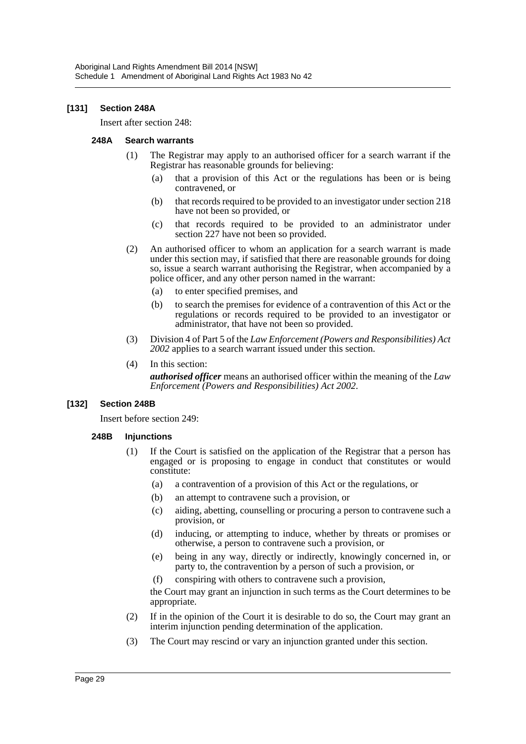### [131] Section 248A

Insert after section 248:

#### 248A Search warrants

(1) The Registrar may apply to an authorised officer for a search warrant if the Registrar has reasonable grounds for believing:

- (a) that a provision of this Act or the regulations has been or is being contravened, or
- (b) that records required to be provided to an investigator under section 218 have not been so provided, or
- (c) that records required to be provided to an administrator under section 227 have not been so provided.

(2) An authorised officer to whom an application for a search warrant is made under this section may, if satisfied that there are reasonable grounds for doing so, issue a search warrant authorising the Registrar, when accompanied by a police officer, and any other person named in the warrant:

- (a) to enter specified premises, and
- (b) to search the premises for evidence of a contravention of this Act or the regulations or records required to be provided to an investigator or administrator, that have not been so provided.

(3) Division 4 of Part 5 of the *Law Enforcement (Powers and Responsibilities) Act 2002* applies to a search warrant issued under this section.

(4) In this section:

***authorised officer*** means an authorised officer within the meaning of the *Law Enforcement (Powers and Responsibilities) Act 2002*.

### [132] Section 248B

Insert before section 249:

#### 248B Injunctions

(1) If the Court is satisfied on the application of the Registrar that a person has engaged or is proposing to engage in conduct that constitutes or would constitute:

- (a) a contravention of a provision of this Act or the regulations, or
- (b) an attempt to contravene such a provision, or
- (c) aiding, abetting, counselling or procuring a person to contravene such a provision, or
- (d) inducing, or attempting to induce, whether by threats or promises or otherwise, a person to contravene such a provision, or
- (e) being in any way, directly or indirectly, knowingly concerned in, or party to, the contravention by a person of such a provision, or
- (f) conspiring with others to contravene such a provision,

the Court may grant an injunction in such terms as the Court determines to be appropriate.

(2) If in the opinion of the Court it is desirable to do so, the Court may grant an interim injunction pending determination of the application.

(3) The Court may rescind or vary an injunction granted under this section.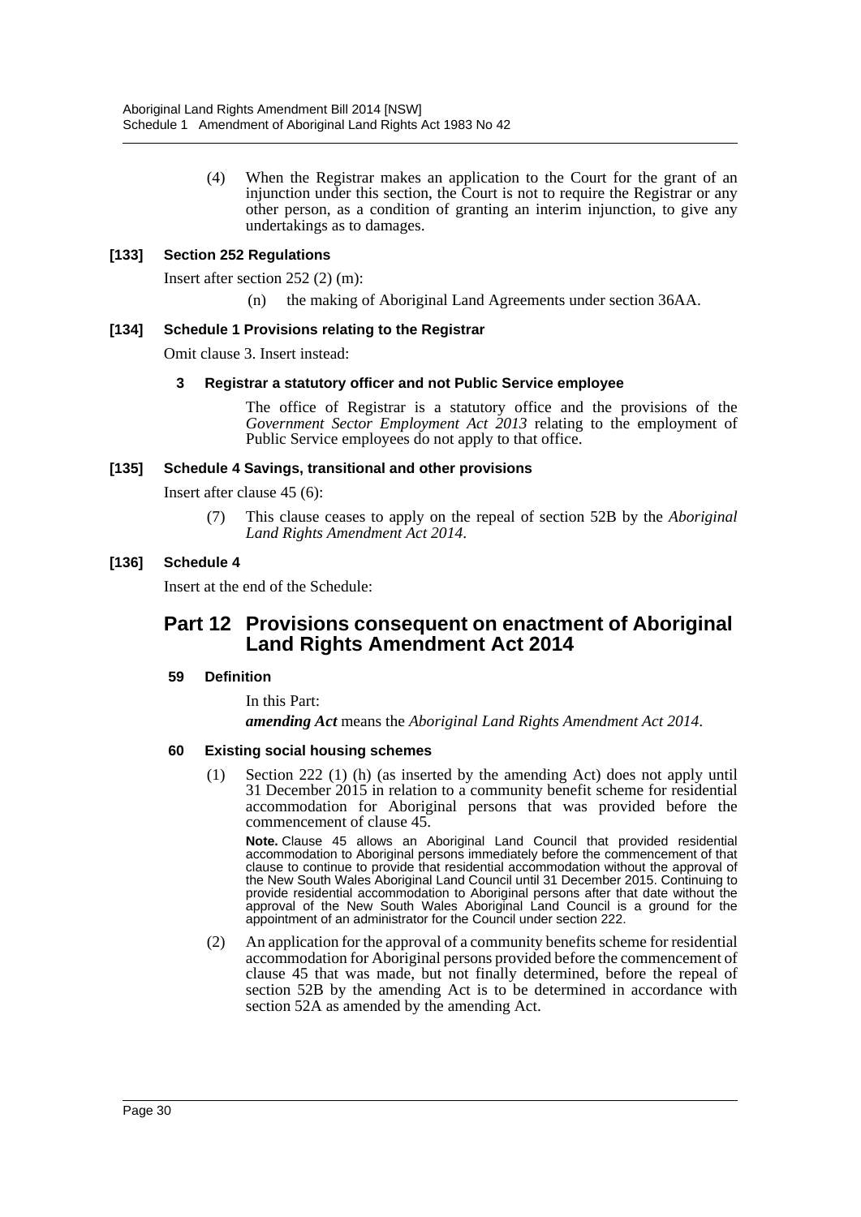(4) When the Registrar makes an application to the Court for the grant of an injunction under this section, the Court is not to require the Registrar or any other person, as a condition of granting an interim injunction, to give any undertakings as to damages.

### [133] Section 252 Regulations

Insert after section 252 (2) (m):

(n) the making of Aboriginal Land Agreements under section 36AA.

### [134] Schedule 1 Provisions relating to the Registrar

Omit clause 3. Insert instead:

#### 3 Registrar a statutory officer and not Public Service employee

The office of Registrar is a statutory office and the provisions of the *Government Sector Employment Act 2013* relating to the employment of Public Service employees do not apply to that office.

### [135] Schedule 4 Savings, transitional and other provisions

Insert after clause 45 (6):

(7) This clause ceases to apply on the repeal of section 52B by the *Aboriginal Land Rights Amendment Act 2014*.

### [136] Schedule 4

Insert at the end of the Schedule:

## Part 12 Provisions consequent on enactment of Aboriginal Land Rights Amendment Act 2014

#### 59 Definition

In this Part:

***amending Act*** means the *Aboriginal Land Rights Amendment Act 2014*.

#### 60 Existing social housing schemes

(1) Section 222 (1) (h) (as inserted by the amending Act) does not apply until 31 December 2015 in relation to a community benefit scheme for residential accommodation for Aboriginal persons that was provided before the commencement of clause 45.

**Note.** Clause 45 allows an Aboriginal Land Council that provided residential accommodation to Aboriginal persons immediately before the commencement of that clause to continue to provide that residential accommodation without the approval of the New South Wales Aboriginal Land Council until 31 December 2015. Continuing to provide residential accommodation to Aboriginal persons after that date without the approval of the New South Wales Aboriginal Land Council is a ground for the appointment of an administrator for the Council under section 222.

(2) An application for the approval of a community benefits scheme for residential accommodation for Aboriginal persons provided before the commencement of clause 45 that was made, but not finally determined, before the repeal of section 52B by the amending Act is to be determined in accordance with section 52A as amended by the amending Act.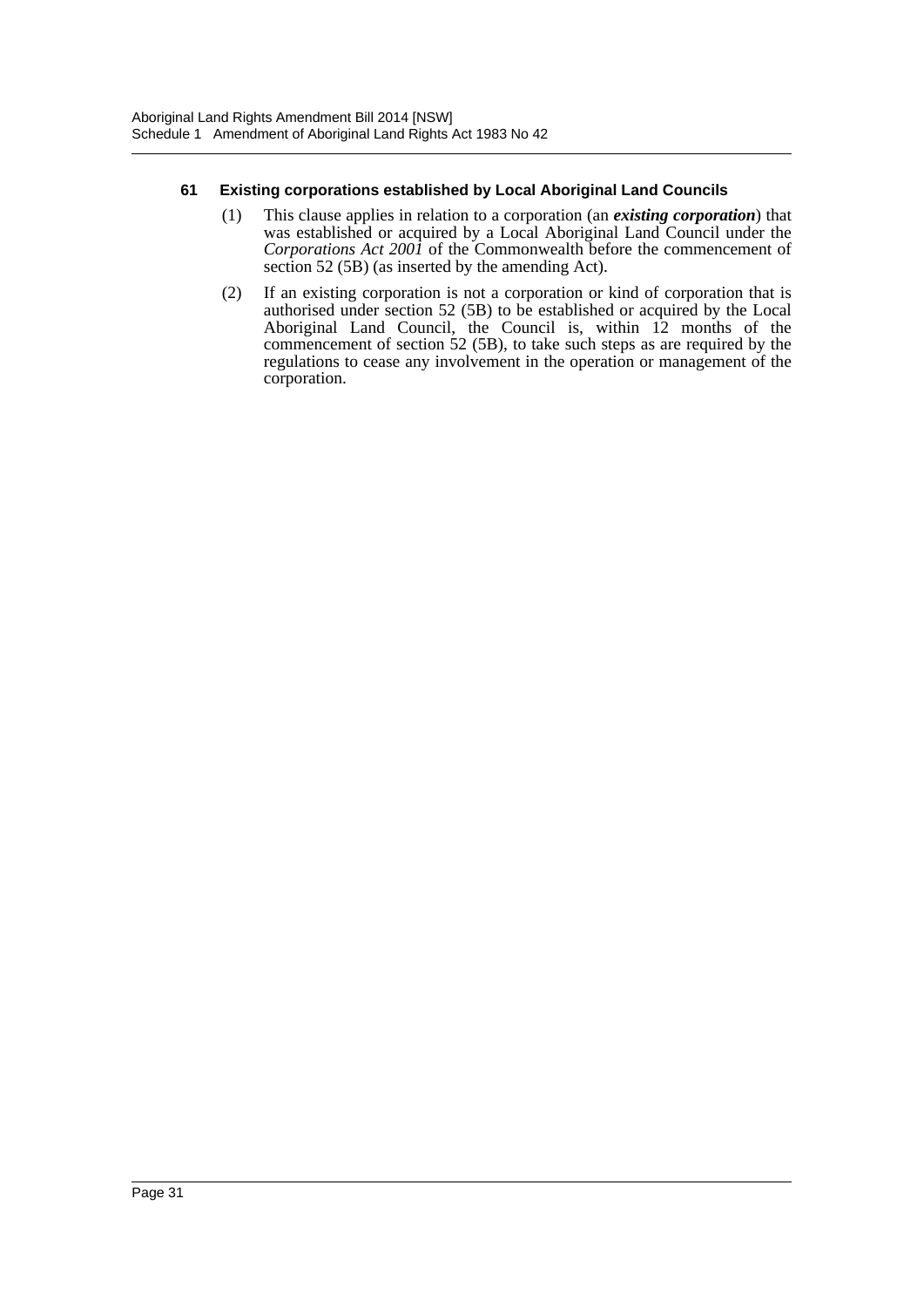### 61 Existing corporations established by Local Aboriginal Land Councils

(1) This clause applies in relation to a corporation (an ***existing corporation***) that was established or acquired by a Local Aboriginal Land Council under the *Corporations Act 2001* of the Commonwealth before the commencement of section 52 (5B) (as inserted by the amending Act).

(2) If an existing corporation is not a corporation or kind of corporation that is authorised under section 52 (5B) to be established or acquired by the Local Aboriginal Land Council, the Council is, within 12 months of the commencement of section 52 (5B), to take such steps as are required by the regulations to cease any involvement in the operation or management of the corporation.